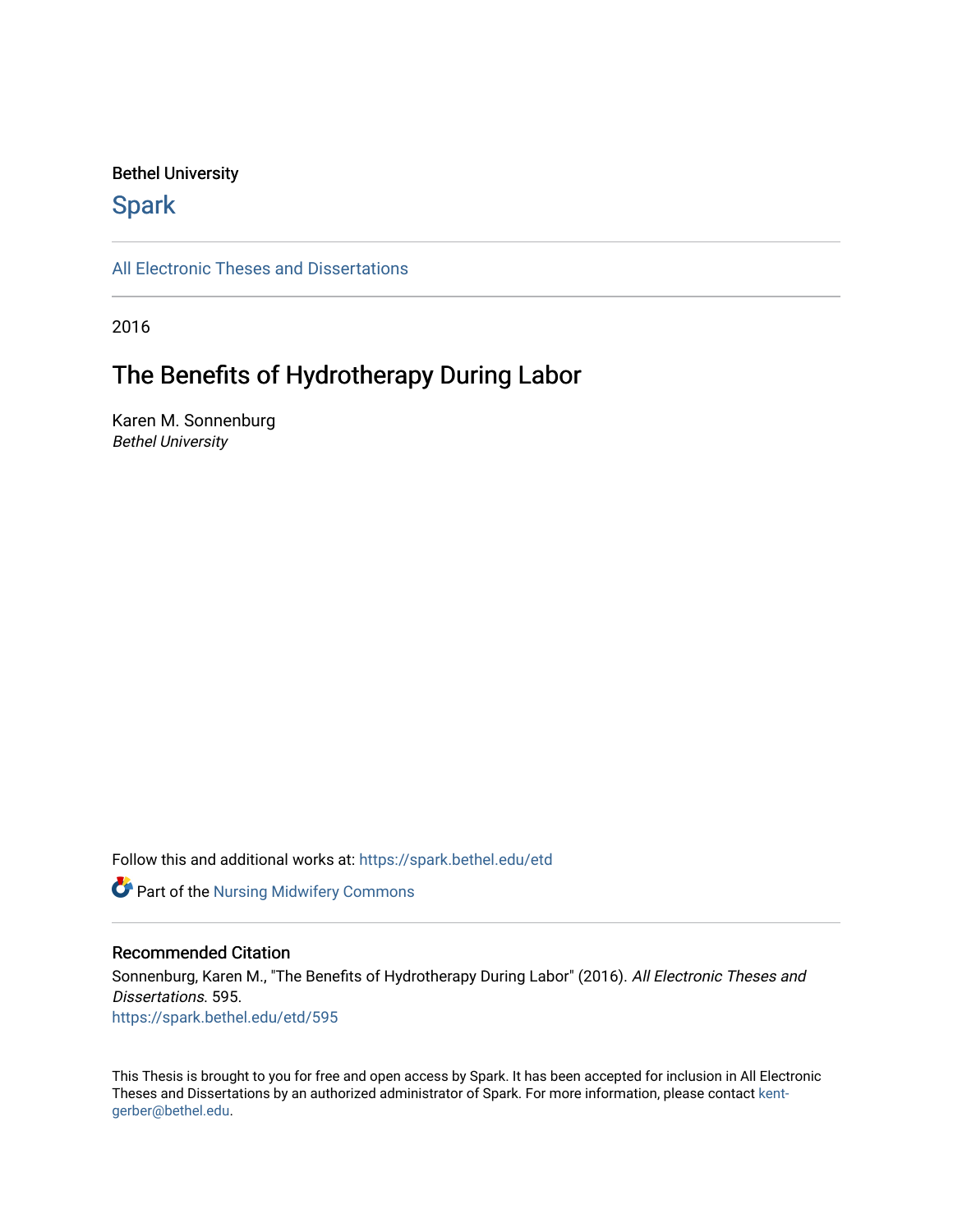Bethel University

## Spark

All Electronic Theses and Dissertations

2016

# The Benefits of Hydrotherapy During Labor

Karen M. Sonnenburg
*Bethel University*

Follow this and additional works at: https://spark.bethel.edu/etd

Part of the Nursing Midwifery Commons

### Recommended Citation

Sonnenburg, Karen M., "The Benefits of Hydrotherapy During Labor" (2016). *All Electronic Theses and Dissertations*. 595.
https://spark.bethel.edu/etd/595

This Thesis is brought to you for free and open access by Spark. It has been accepted for inclusion in All Electronic Theses and Dissertations by an authorized administrator of Spark. For more information, please contact kent-gerber@bethel.edu.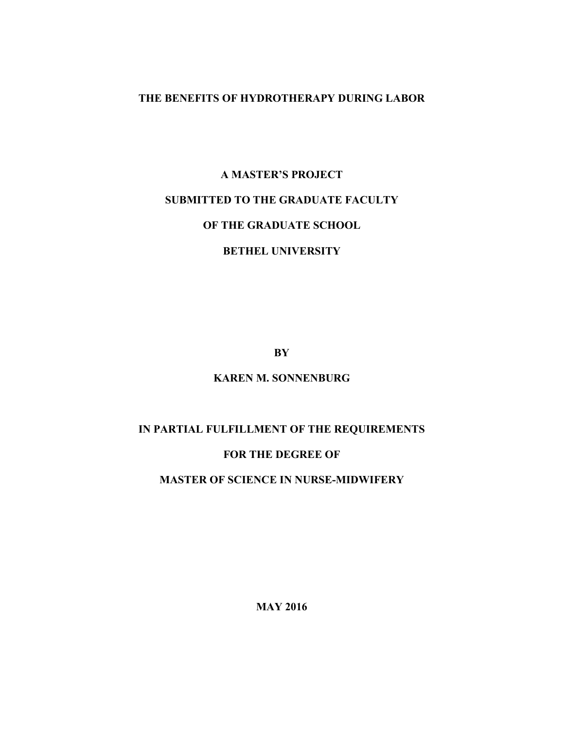# THE BENEFITS OF HYDROTHERAPY DURING LABOR

A MASTER'S PROJECT

SUBMITTED TO THE GRADUATE FACULTY

OF THE GRADUATE SCHOOL

BETHEL UNIVERSITY

BY

KAREN M. SONNENBURG

IN PARTIAL FULFILLMENT OF THE REQUIREMENTS

FOR THE DEGREE OF

MASTER OF SCIENCE IN NURSE-MIDWIFERY

MAY 2016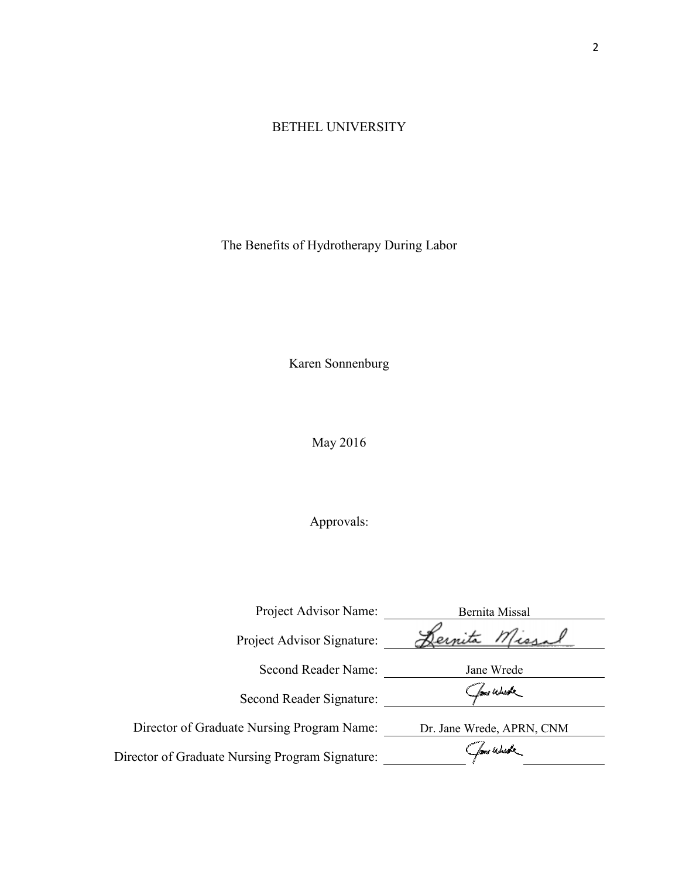BETHEL UNIVERSITY

The Benefits of Hydrotherapy During Labor

Karen Sonnenburg

May 2016

Approvals:

| | |
|---|---|
| Project Advisor Name: | Bernita Missal |
| Project Advisor Signature: | Bernita Missal |
| Second Reader Name: | Jane Wrede |
| Second Reader Signature: | Jane Wrede |
| Director of Graduate Nursing Program Name: | Dr. Jane Wrede, APRN, CNM |
| Director of Graduate Nursing Program Signature: | Jane Wrede |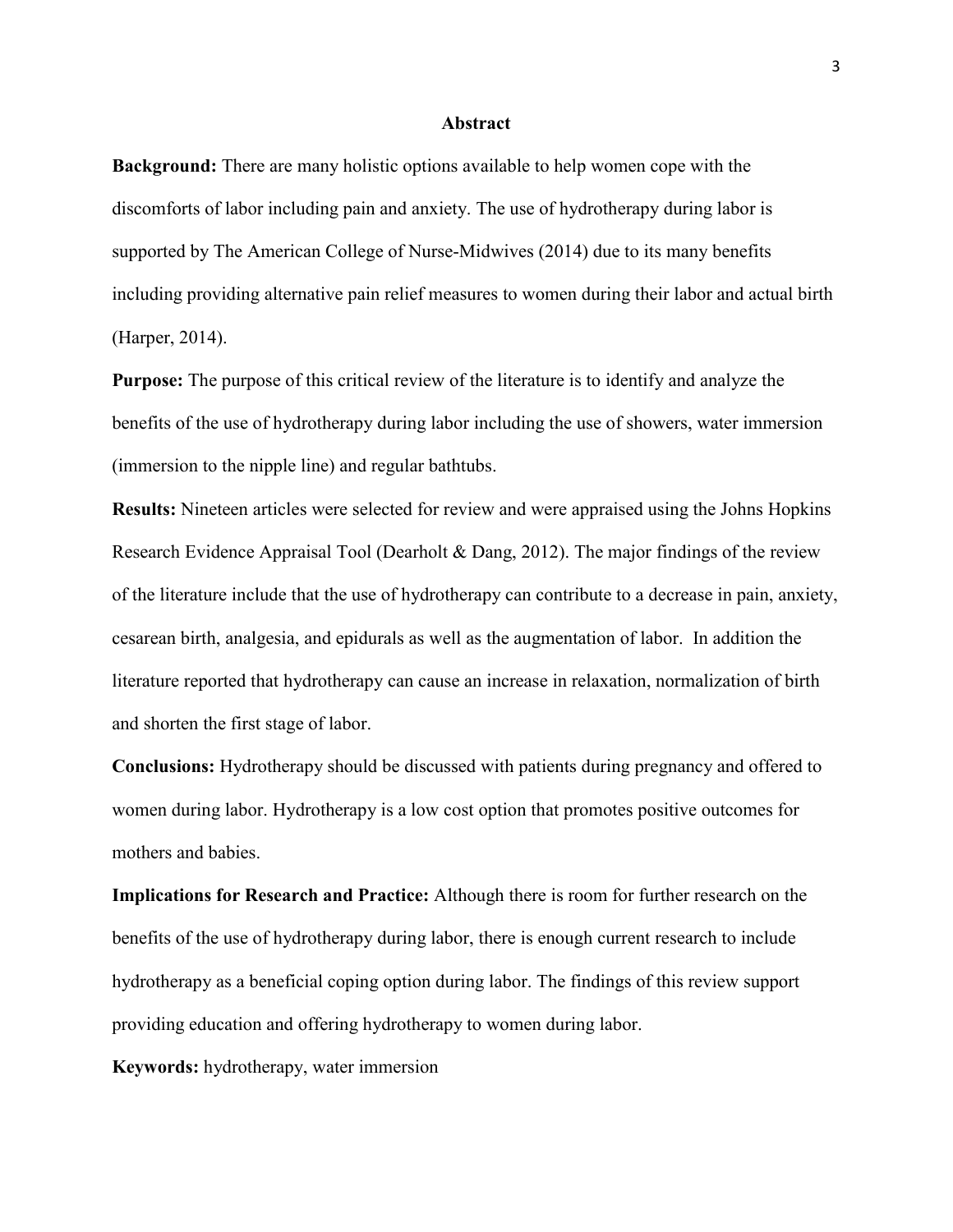## Abstract

**Background:** There are many holistic options available to help women cope with the discomforts of labor including pain and anxiety. The use of hydrotherapy during labor is supported by The American College of Nurse-Midwives (2014) due to its many benefits including providing alternative pain relief measures to women during their labor and actual birth (Harper, 2014).

**Purpose:** The purpose of this critical review of the literature is to identify and analyze the benefits of the use of hydrotherapy during labor including the use of showers, water immersion (immersion to the nipple line) and regular bathtubs.

**Results:** Nineteen articles were selected for review and were appraised using the Johns Hopkins Research Evidence Appraisal Tool (Dearholt & Dang, 2012). The major findings of the review of the literature include that the use of hydrotherapy can contribute to a decrease in pain, anxiety, cesarean birth, analgesia, and epidurals as well as the augmentation of labor. In addition the literature reported that hydrotherapy can cause an increase in relaxation, normalization of birth and shorten the first stage of labor.

**Conclusions:** Hydrotherapy should be discussed with patients during pregnancy and offered to women during labor. Hydrotherapy is a low cost option that promotes positive outcomes for mothers and babies.

**Implications for Research and Practice:** Although there is room for further research on the benefits of the use of hydrotherapy during labor, there is enough current research to include hydrotherapy as a beneficial coping option during labor. The findings of this review support providing education and offering hydrotherapy to women during labor.

**Keywords:** hydrotherapy, water immersion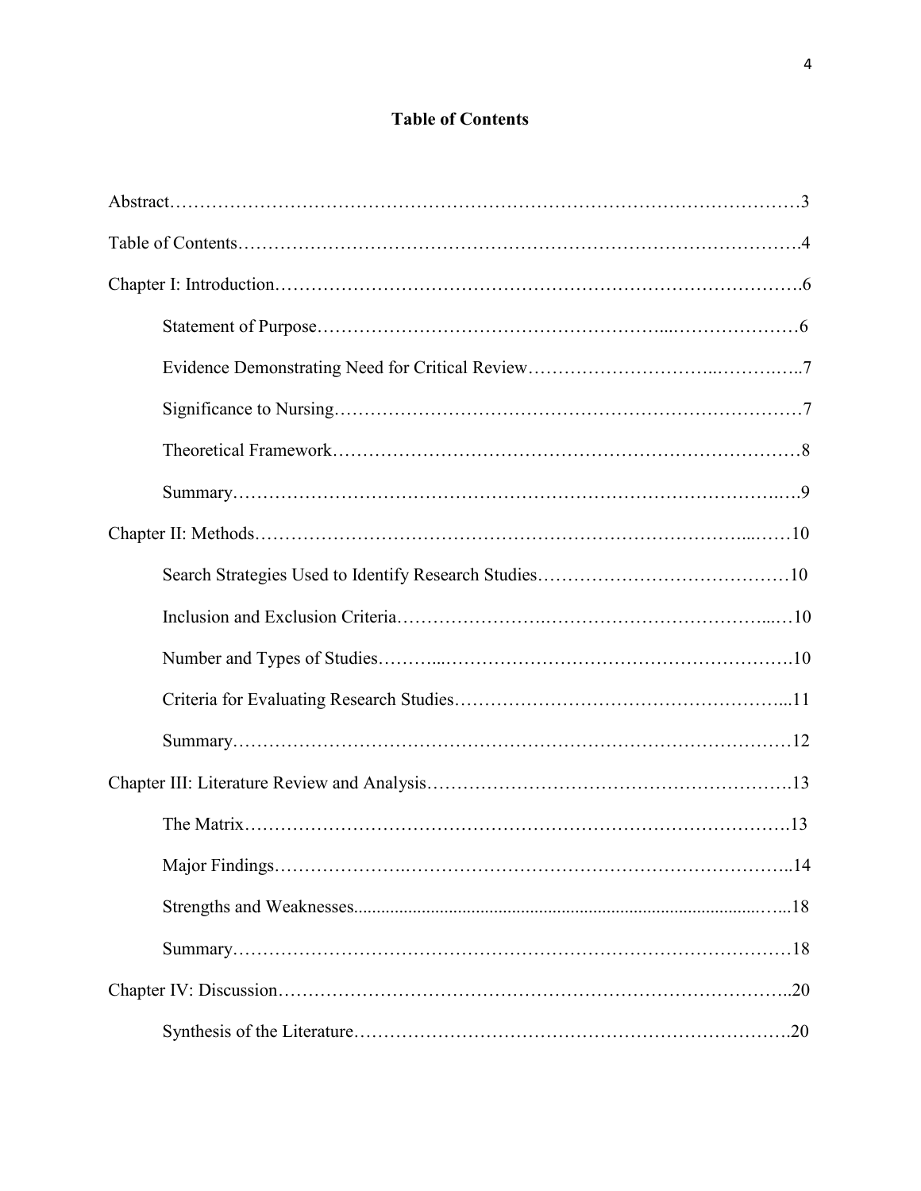# Table of Contents

Abstract……………………………………………………………………………………………3

Table of Contents…………………………………………………………………………………4

Chapter I: Introduction……………………………………………………………………………6

- Statement of Purpose……………………………………………………………………6
- Evidence Demonstrating Need for Critical Review………………………………………7
- Significance to Nursing……………………………………………………………………7
- Theoretical Framework……………………………………………………………………8
- Summary……………………………………………………………………………………9

Chapter II: Methods………………………………………………………………………………10

- Search Strategies Used to Identify Research Studies……………………………………10
- Inclusion and Exclusion Criteria…………………………………………………………10
- Number and Types of Studies……………………………………………………………10
- Criteria for Evaluating Research Studies…………………………………………………11
- Summary……………………………………………………………………………………12

Chapter III: Literature Review and Analysis……………………………………………………13

- The Matrix…………………………………………………………………………………13
- Major Findings……………………………………………………………………………14
- Strengths and Weaknesses…………………………………………………………………18
- Summary……………………………………………………………………………………18

Chapter IV: Discussion……………………………………………………………………………20

- Synthesis of the Literature…………………………………………………………………20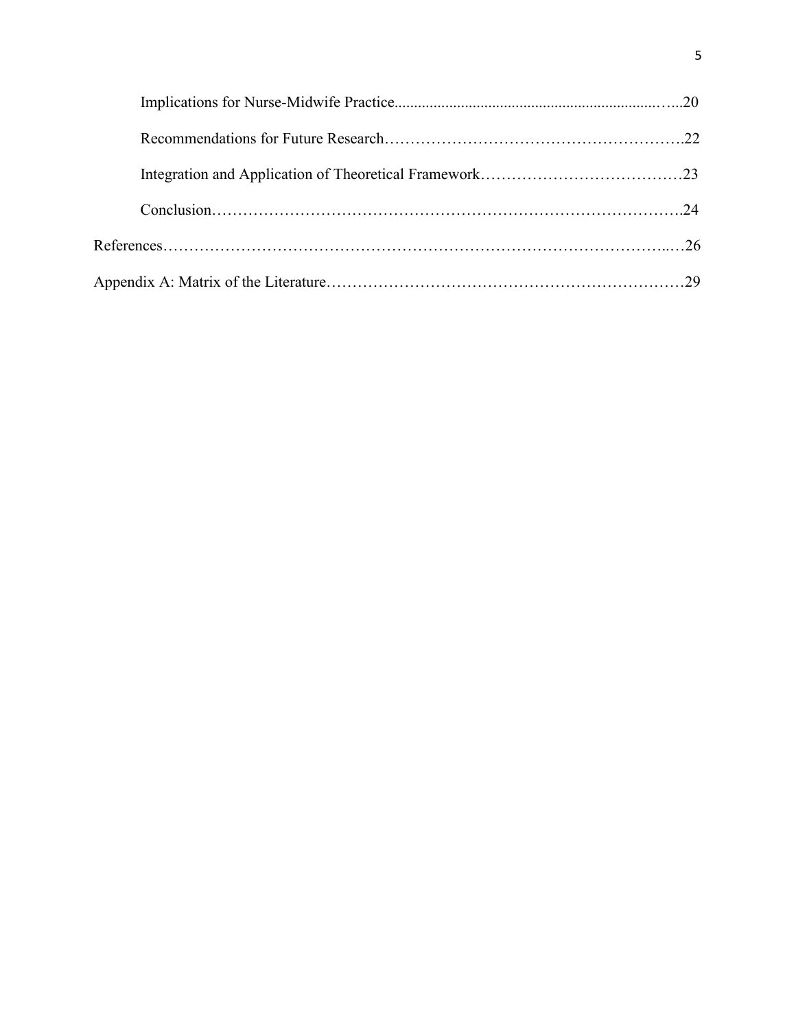Implications for Nurse-Midwife Practice......20

Recommendations for Future Research......22

Integration and Application of Theoretical Framework......23

Conclusion......24

References......26

Appendix A: Matrix of the Literature......29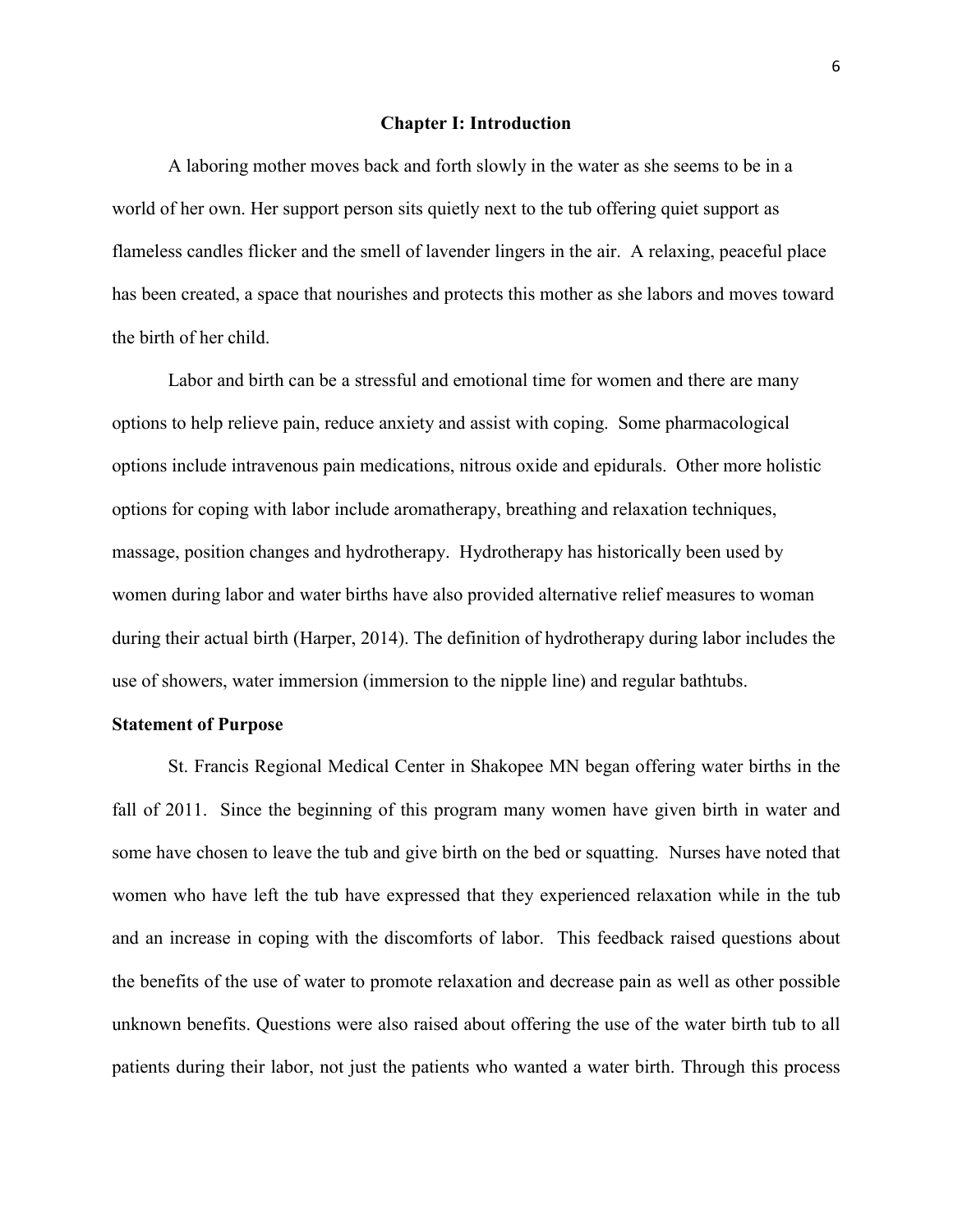# Chapter I: Introduction

A laboring mother moves back and forth slowly in the water as she seems to be in a world of her own. Her support person sits quietly next to the tub offering quiet support as flameless candles flicker and the smell of lavender lingers in the air. A relaxing, peaceful place has been created, a space that nourishes and protects this mother as she labors and moves toward the birth of her child.

Labor and birth can be a stressful and emotional time for women and there are many options to help relieve pain, reduce anxiety and assist with coping. Some pharmacological options include intravenous pain medications, nitrous oxide and epidurals. Other more holistic options for coping with labor include aromatherapy, breathing and relaxation techniques, massage, position changes and hydrotherapy. Hydrotherapy has historically been used by women during labor and water births have also provided alternative relief measures to woman during their actual birth (Harper, 2014). The definition of hydrotherapy during labor includes the use of showers, water immersion (immersion to the nipple line) and regular bathtubs.

## Statement of Purpose

St. Francis Regional Medical Center in Shakopee MN began offering water births in the fall of 2011. Since the beginning of this program many women have given birth in water and some have chosen to leave the tub and give birth on the bed or squatting. Nurses have noted that women who have left the tub have expressed that they experienced relaxation while in the tub and an increase in coping with the discomforts of labor. This feedback raised questions about the benefits of the use of water to promote relaxation and decrease pain as well as other possible unknown benefits. Questions were also raised about offering the use of the water birth tub to all patients during their labor, not just the patients who wanted a water birth. Through this process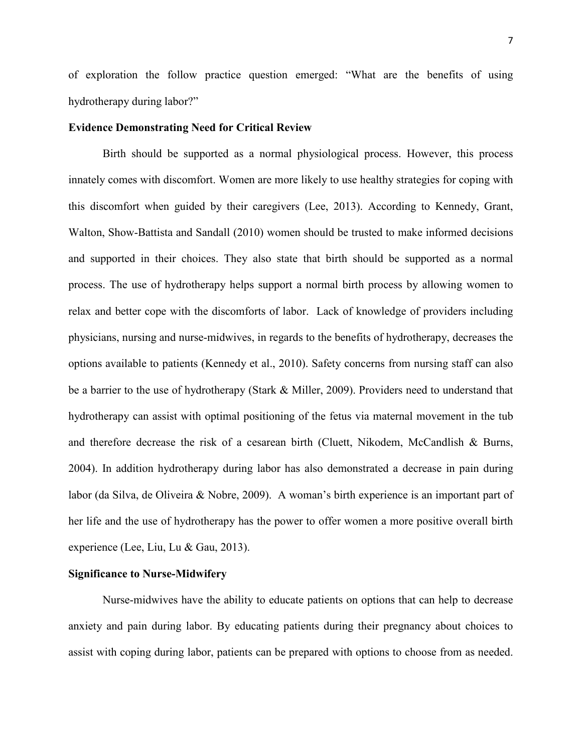of exploration the follow practice question emerged: "What are the benefits of using hydrotherapy during labor?"

**Evidence Demonstrating Need for Critical Review**

Birth should be supported as a normal physiological process. However, this process innately comes with discomfort. Women are more likely to use healthy strategies for coping with this discomfort when guided by their caregivers (Lee, 2013). According to Kennedy, Grant, Walton, Show-Battista and Sandall (2010) women should be trusted to make informed decisions and supported in their choices. They also state that birth should be supported as a normal process. The use of hydrotherapy helps support a normal birth process by allowing women to relax and better cope with the discomforts of labor. Lack of knowledge of providers including physicians, nursing and nurse-midwives, in regards to the benefits of hydrotherapy, decreases the options available to patients (Kennedy et al., 2010). Safety concerns from nursing staff can also be a barrier to the use of hydrotherapy (Stark & Miller, 2009). Providers need to understand that hydrotherapy can assist with optimal positioning of the fetus via maternal movement in the tub and therefore decrease the risk of a cesarean birth (Cluett, Nikodem, McCandlish & Burns, 2004). In addition hydrotherapy during labor has also demonstrated a decrease in pain during labor (da Silva, de Oliveira & Nobre, 2009). A woman's birth experience is an important part of her life and the use of hydrotherapy has the power to offer women a more positive overall birth experience (Lee, Liu, Lu & Gau, 2013).

**Significance to Nurse-Midwifery**

Nurse-midwives have the ability to educate patients on options that can help to decrease anxiety and pain during labor. By educating patients during their pregnancy about choices to assist with coping during labor, patients can be prepared with options to choose from as needed.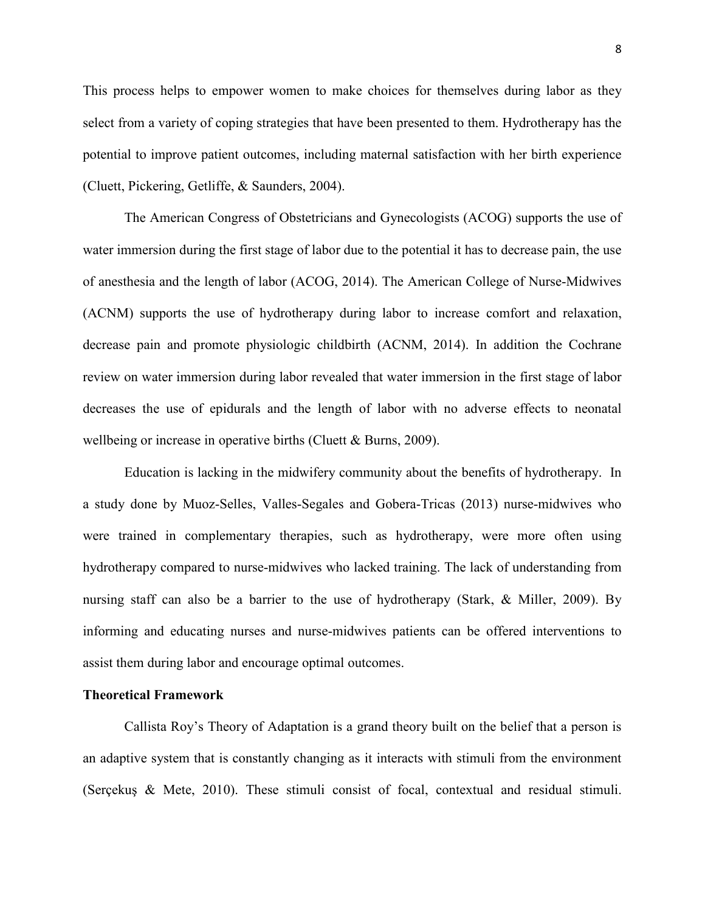This process helps to empower women to make choices for themselves during labor as they select from a variety of coping strategies that have been presented to them. Hydrotherapy has the potential to improve patient outcomes, including maternal satisfaction with her birth experience (Cluett, Pickering, Getliffe, & Saunders, 2004).

The American Congress of Obstetricians and Gynecologists (ACOG) supports the use of water immersion during the first stage of labor due to the potential it has to decrease pain, the use of anesthesia and the length of labor (ACOG, 2014). The American College of Nurse-Midwives (ACNM) supports the use of hydrotherapy during labor to increase comfort and relaxation, decrease pain and promote physiologic childbirth (ACNM, 2014). In addition the Cochrane review on water immersion during labor revealed that water immersion in the first stage of labor decreases the use of epidurals and the length of labor with no adverse effects to neonatal wellbeing or increase in operative births (Cluett & Burns, 2009).

Education is lacking in the midwifery community about the benefits of hydrotherapy. In a study done by Muoz-Selles, Valles-Segales and Gobera-Tricas (2013) nurse-midwives who were trained in complementary therapies, such as hydrotherapy, were more often using hydrotherapy compared to nurse-midwives who lacked training. The lack of understanding from nursing staff can also be a barrier to the use of hydrotherapy (Stark, & Miller, 2009). By informing and educating nurses and nurse-midwives patients can be offered interventions to assist them during labor and encourage optimal outcomes.

**Theoretical Framework**

Callista Roy's Theory of Adaptation is a grand theory built on the belief that a person is an adaptive system that is constantly changing as it interacts with stimuli from the environment (Serçekuş & Mete, 2010). These stimuli consist of focal, contextual and residual stimuli.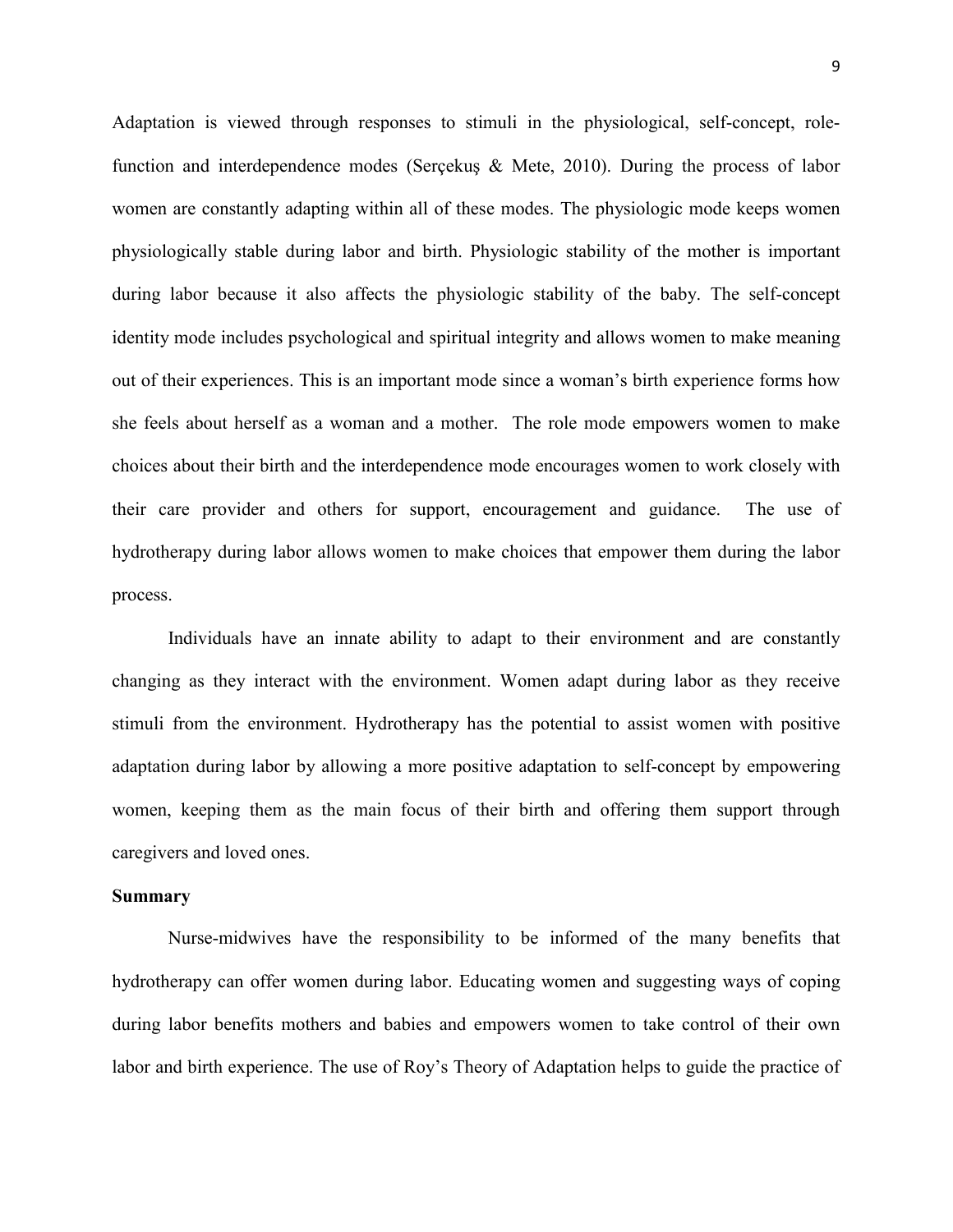Adaptation is viewed through responses to stimuli in the physiological, self-concept, role-function and interdependence modes (Serçekuş & Mete, 2010). During the process of labor women are constantly adapting within all of these modes. The physiologic mode keeps women physiologically stable during labor and birth. Physiologic stability of the mother is important during labor because it also affects the physiologic stability of the baby. The self-concept identity mode includes psychological and spiritual integrity and allows women to make meaning out of their experiences. This is an important mode since a woman's birth experience forms how she feels about herself as a woman and a mother. The role mode empowers women to make choices about their birth and the interdependence mode encourages women to work closely with their care provider and others for support, encouragement and guidance. The use of hydrotherapy during labor allows women to make choices that empower them during the labor process.

Individuals have an innate ability to adapt to their environment and are constantly changing as they interact with the environment. Women adapt during labor as they receive stimuli from the environment. Hydrotherapy has the potential to assist women with positive adaptation during labor by allowing a more positive adaptation to self-concept by empowering women, keeping them as the main focus of their birth and offering them support through caregivers and loved ones.

**Summary**

Nurse-midwives have the responsibility to be informed of the many benefits that hydrotherapy can offer women during labor. Educating women and suggesting ways of coping during labor benefits mothers and babies and empowers women to take control of their own labor and birth experience. The use of Roy's Theory of Adaptation helps to guide the practice of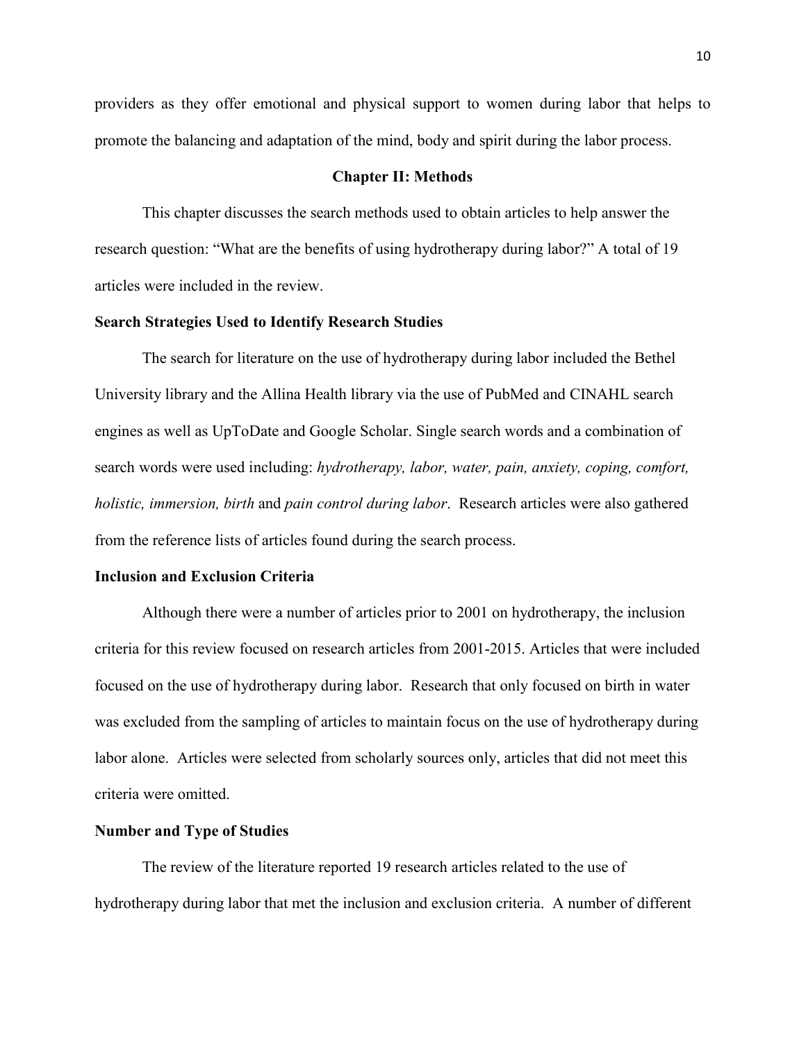providers as they offer emotional and physical support to women during labor that helps to promote the balancing and adaptation of the mind, body and spirit during the labor process.

## Chapter II: Methods

This chapter discusses the search methods used to obtain articles to help answer the research question: "What are the benefits of using hydrotherapy during labor?" A total of 19 articles were included in the review.

### Search Strategies Used to Identify Research Studies

The search for literature on the use of hydrotherapy during labor included the Bethel University library and the Allina Health library via the use of PubMed and CINAHL search engines as well as UpToDate and Google Scholar. Single search words and a combination of search words were used including: *hydrotherapy, labor, water, pain, anxiety, coping, comfort, holistic, immersion, birth* and *pain control during labor*. Research articles were also gathered from the reference lists of articles found during the search process.

### Inclusion and Exclusion Criteria

Although there were a number of articles prior to 2001 on hydrotherapy, the inclusion criteria for this review focused on research articles from 2001-2015. Articles that were included focused on the use of hydrotherapy during labor. Research that only focused on birth in water was excluded from the sampling of articles to maintain focus on the use of hydrotherapy during labor alone. Articles were selected from scholarly sources only, articles that did not meet this criteria were omitted.

### Number and Type of Studies

The review of the literature reported 19 research articles related to the use of hydrotherapy during labor that met the inclusion and exclusion criteria. A number of different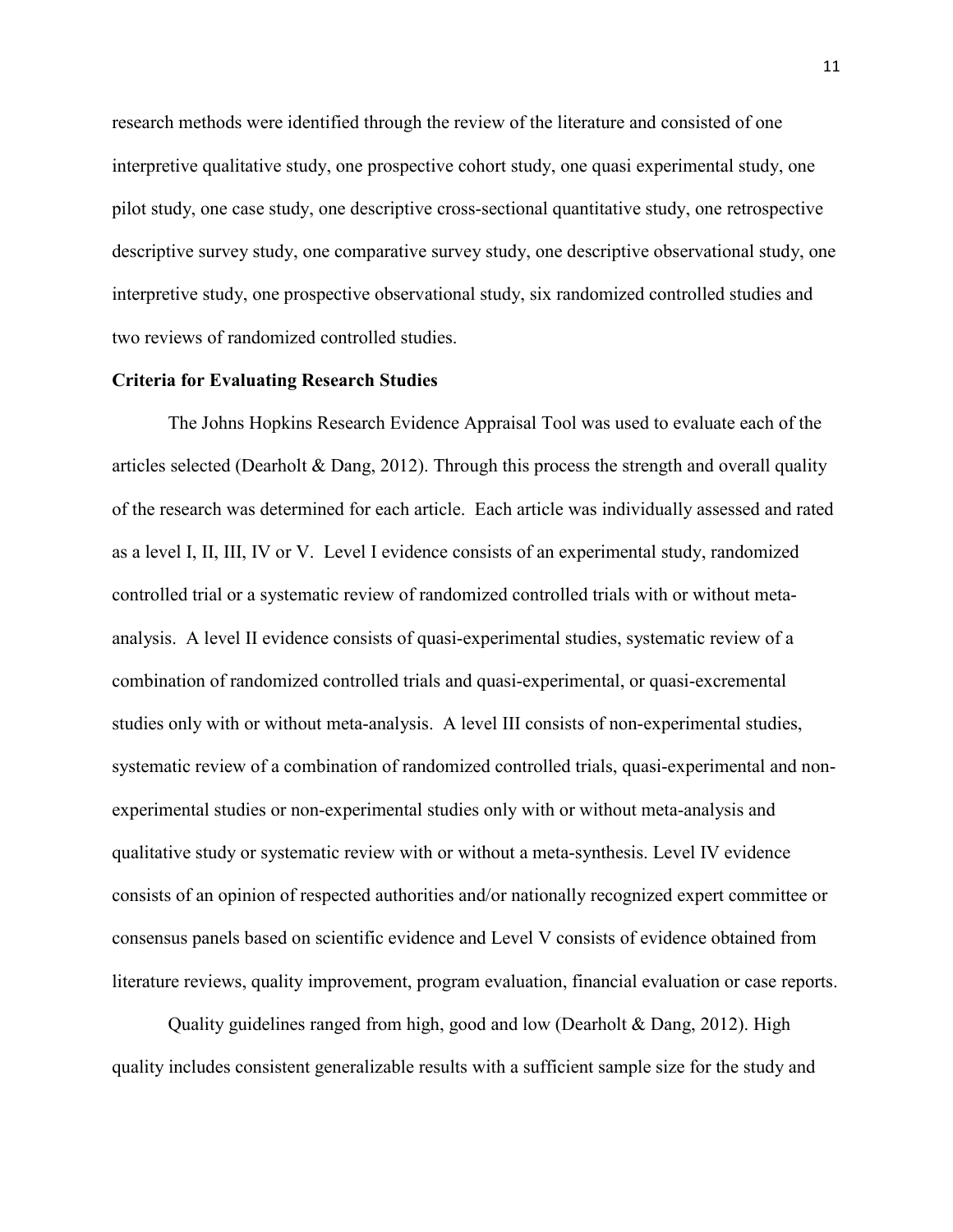research methods were identified through the review of the literature and consisted of one interpretive qualitative study, one prospective cohort study, one quasi experimental study, one pilot study, one case study, one descriptive cross-sectional quantitative study, one retrospective descriptive survey study, one comparative survey study, one descriptive observational study, one interpretive study, one prospective observational study, six randomized controlled studies and two reviews of randomized controlled studies.

**Criteria for Evaluating Research Studies**

The Johns Hopkins Research Evidence Appraisal Tool was used to evaluate each of the articles selected (Dearholt & Dang, 2012). Through this process the strength and overall quality of the research was determined for each article. Each article was individually assessed and rated as a level I, II, III, IV or V. Level I evidence consists of an experimental study, randomized controlled trial or a systematic review of randomized controlled trials with or without meta-analysis. A level II evidence consists of quasi-experimental studies, systematic review of a combination of randomized controlled trials and quasi-experimental, or quasi-excremental studies only with or without meta-analysis. A level III consists of non-experimental studies, systematic review of a combination of randomized controlled trials, quasi-experimental and non-experimental studies or non-experimental studies only with or without meta-analysis and qualitative study or systematic review with or without a meta-synthesis. Level IV evidence consists of an opinion of respected authorities and/or nationally recognized expert committee or consensus panels based on scientific evidence and Level V consists of evidence obtained from literature reviews, quality improvement, program evaluation, financial evaluation or case reports.

Quality guidelines ranged from high, good and low (Dearholt & Dang, 2012). High quality includes consistent generalizable results with a sufficient sample size for the study and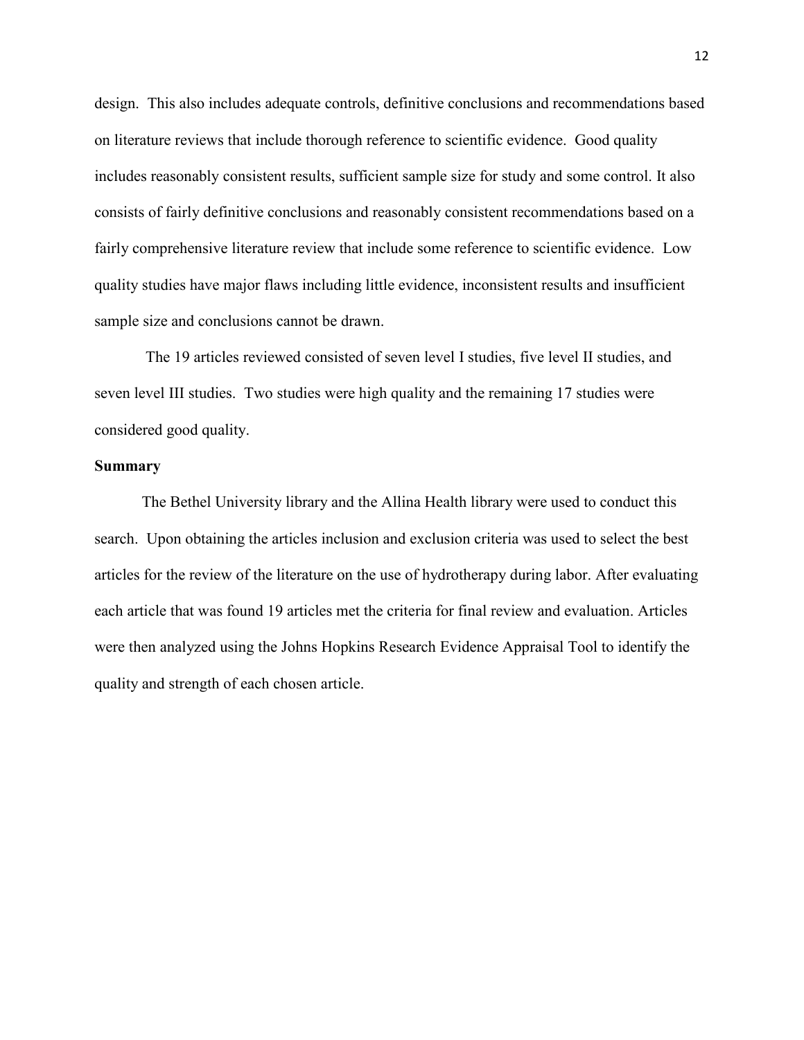design. This also includes adequate controls, definitive conclusions and recommendations based on literature reviews that include thorough reference to scientific evidence. Good quality includes reasonably consistent results, sufficient sample size for study and some control. It also consists of fairly definitive conclusions and reasonably consistent recommendations based on a fairly comprehensive literature review that include some reference to scientific evidence. Low quality studies have major flaws including little evidence, inconsistent results and insufficient sample size and conclusions cannot be drawn.

The 19 articles reviewed consisted of seven level I studies, five level II studies, and seven level III studies. Two studies were high quality and the remaining 17 studies were considered good quality.

**Summary**

The Bethel University library and the Allina Health library were used to conduct this search. Upon obtaining the articles inclusion and exclusion criteria was used to select the best articles for the review of the literature on the use of hydrotherapy during labor. After evaluating each article that was found 19 articles met the criteria for final review and evaluation. Articles were then analyzed using the Johns Hopkins Research Evidence Appraisal Tool to identify the quality and strength of each chosen article.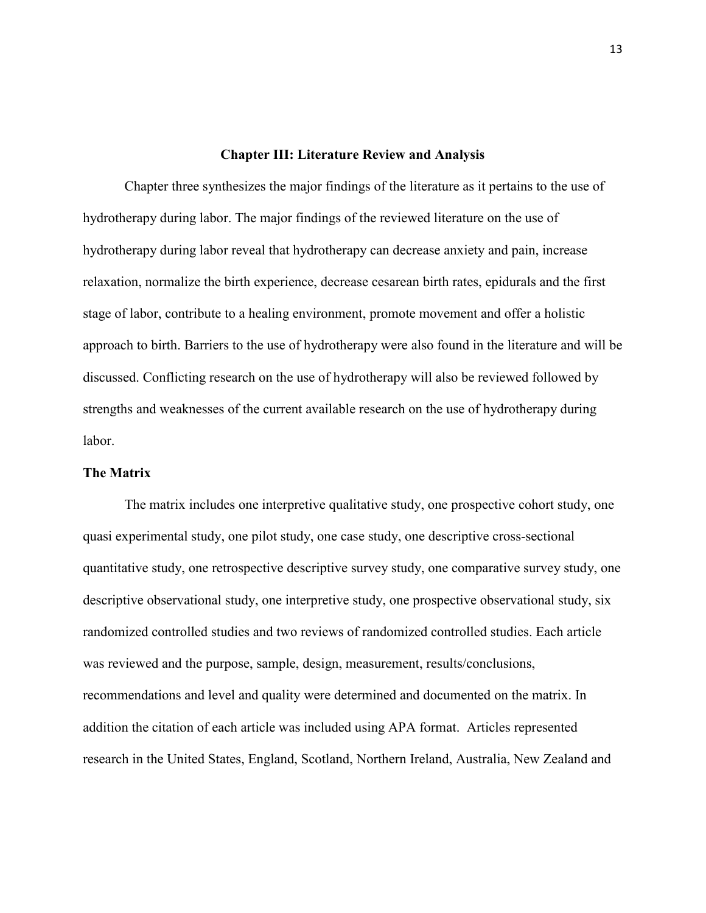# Chapter III: Literature Review and Analysis

Chapter three synthesizes the major findings of the literature as it pertains to the use of hydrotherapy during labor. The major findings of the reviewed literature on the use of hydrotherapy during labor reveal that hydrotherapy can decrease anxiety and pain, increase relaxation, normalize the birth experience, decrease cesarean birth rates, epidurals and the first stage of labor, contribute to a healing environment, promote movement and offer a holistic approach to birth. Barriers to the use of hydrotherapy were also found in the literature and will be discussed. Conflicting research on the use of hydrotherapy will also be reviewed followed by strengths and weaknesses of the current available research on the use of hydrotherapy during labor.

## The Matrix

The matrix includes one interpretive qualitative study, one prospective cohort study, one quasi experimental study, one pilot study, one case study, one descriptive cross-sectional quantitative study, one retrospective descriptive survey study, one comparative survey study, one descriptive observational study, one interpretive study, one prospective observational study, six randomized controlled studies and two reviews of randomized controlled studies. Each article was reviewed and the purpose, sample, design, measurement, results/conclusions, recommendations and level and quality were determined and documented on the matrix. In addition the citation of each article was included using APA format. Articles represented research in the United States, England, Scotland, Northern Ireland, Australia, New Zealand and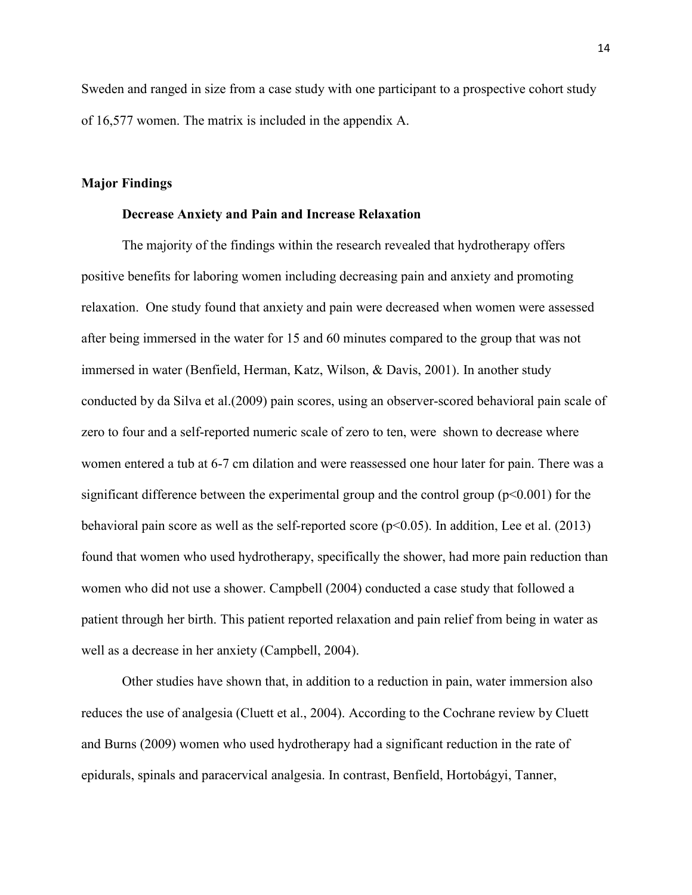Sweden and ranged in size from a case study with one participant to a prospective cohort study of 16,577 women. The matrix is included in the appendix A.

## Major Findings

### Decrease Anxiety and Pain and Increase Relaxation

The majority of the findings within the research revealed that hydrotherapy offers positive benefits for laboring women including decreasing pain and anxiety and promoting relaxation. One study found that anxiety and pain were decreased when women were assessed after being immersed in the water for 15 and 60 minutes compared to the group that was not immersed in water (Benfield, Herman, Katz, Wilson, & Davis, 2001). In another study conducted by da Silva et al.(2009) pain scores, using an observer-scored behavioral pain scale of zero to four and a self-reported numeric scale of zero to ten, were shown to decrease where women entered a tub at 6-7 cm dilation and were reassessed one hour later for pain. There was a significant difference between the experimental group and the control group ($p<0.001$) for the behavioral pain score as well as the self-reported score ($p<0.05$). In addition, Lee et al. (2013) found that women who used hydrotherapy, specifically the shower, had more pain reduction than women who did not use a shower. Campbell (2004) conducted a case study that followed a patient through her birth. This patient reported relaxation and pain relief from being in water as well as a decrease in her anxiety (Campbell, 2004).

Other studies have shown that, in addition to a reduction in pain, water immersion also reduces the use of analgesia (Cluett et al., 2004). According to the Cochrane review by Cluett and Burns (2009) women who used hydrotherapy had a significant reduction in the rate of epidurals, spinals and paracervical analgesia. In contrast, Benfield, Hortobágyi, Tanner,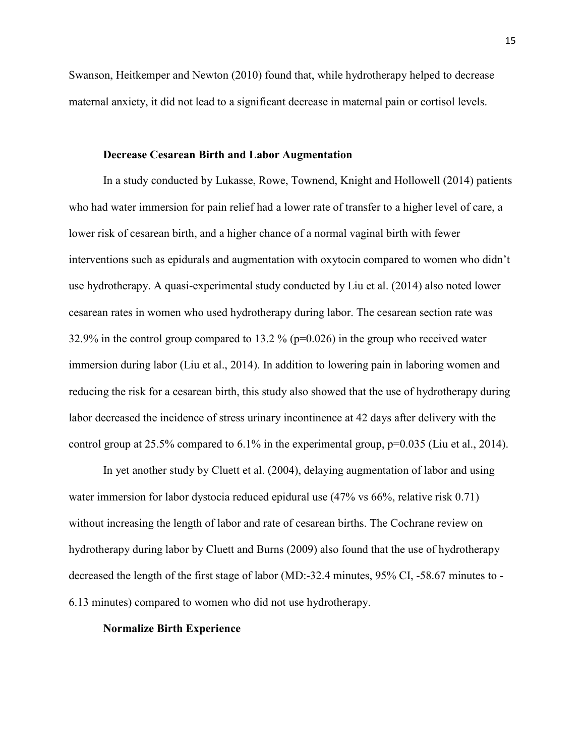Swanson, Heitkemper and Newton (2010) found that, while hydrotherapy helped to decrease maternal anxiety, it did not lead to a significant decrease in maternal pain or cortisol levels.

### Decrease Cesarean Birth and Labor Augmentation

In a study conducted by Lukasse, Rowe, Townend, Knight and Hollowell (2014) patients who had water immersion for pain relief had a lower rate of transfer to a higher level of care, a lower risk of cesarean birth, and a higher chance of a normal vaginal birth with fewer interventions such as epidurals and augmentation with oxytocin compared to women who didn't use hydrotherapy. A quasi-experimental study conducted by Liu et al. (2014) also noted lower cesarean rates in women who used hydrotherapy during labor. The cesarean section rate was 32.9% in the control group compared to 13.2 % ($p=0.026$) in the group who received water immersion during labor (Liu et al., 2014). In addition to lowering pain in laboring women and reducing the risk for a cesarean birth, this study also showed that the use of hydrotherapy during labor decreased the incidence of stress urinary incontinence at 42 days after delivery with the control group at 25.5% compared to 6.1% in the experimental group, $p=0.035$ (Liu et al., 2014).

In yet another study by Cluett et al. (2004), delaying augmentation of labor and using water immersion for labor dystocia reduced epidural use (47% vs 66%, relative risk 0.71) without increasing the length of labor and rate of cesarean births. The Cochrane review on hydrotherapy during labor by Cluett and Burns (2009) also found that the use of hydrotherapy decreased the length of the first stage of labor (MD:-32.4 minutes, 95% CI, -58.67 minutes to -6.13 minutes) compared to women who did not use hydrotherapy.

### Normalize Birth Experience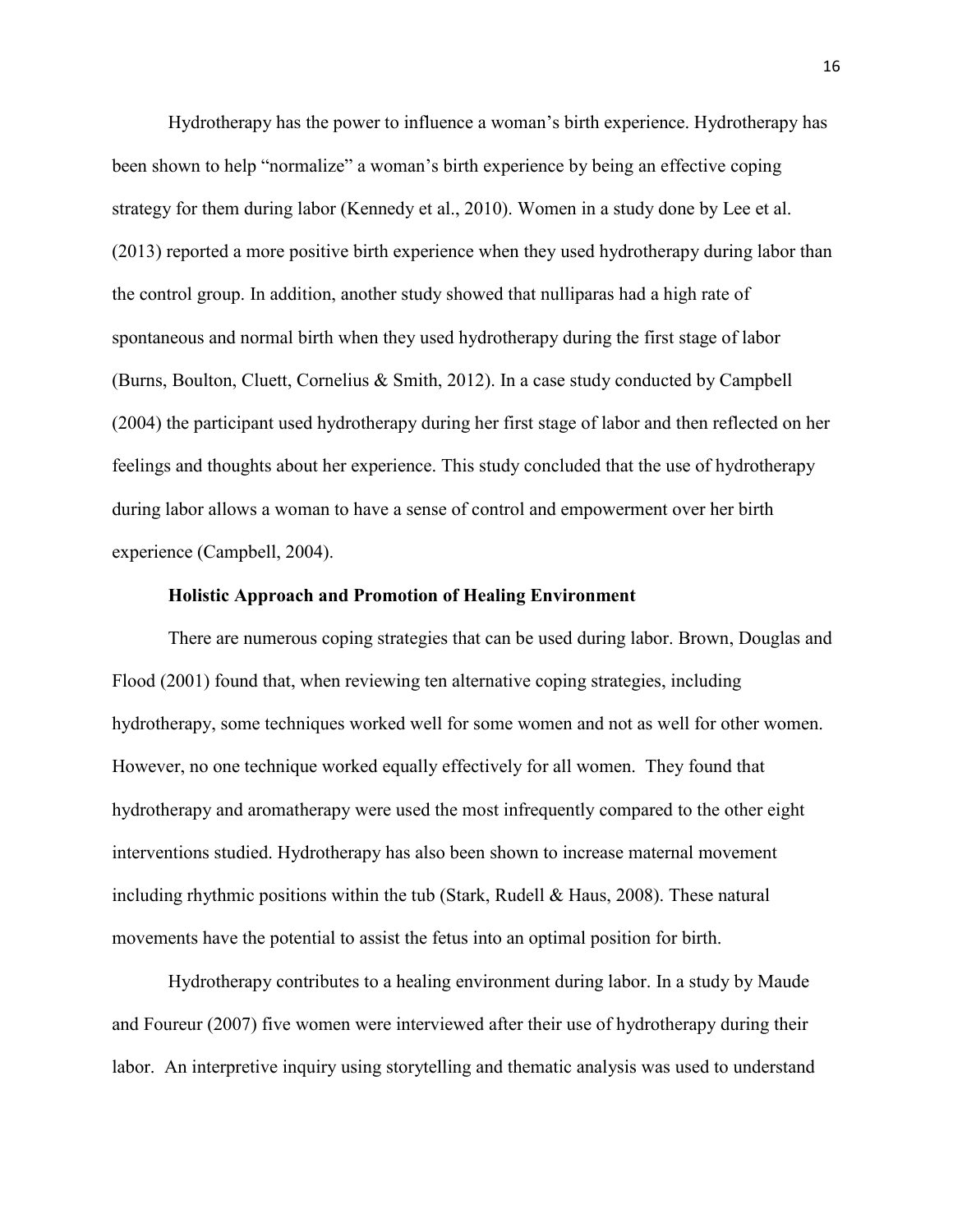Hydrotherapy has the power to influence a woman's birth experience. Hydrotherapy has been shown to help "normalize" a woman's birth experience by being an effective coping strategy for them during labor (Kennedy et al., 2010). Women in a study done by Lee et al. (2013) reported a more positive birth experience when they used hydrotherapy during labor than the control group. In addition, another study showed that nulliparas had a high rate of spontaneous and normal birth when they used hydrotherapy during the first stage of labor (Burns, Boulton, Cluett, Cornelius & Smith, 2012). In a case study conducted by Campbell (2004) the participant used hydrotherapy during her first stage of labor and then reflected on her feelings and thoughts about her experience. This study concluded that the use of hydrotherapy during labor allows a woman to have a sense of control and empowerment over her birth experience (Campbell, 2004).

### Holistic Approach and Promotion of Healing Environment

There are numerous coping strategies that can be used during labor. Brown, Douglas and Flood (2001) found that, when reviewing ten alternative coping strategies, including hydrotherapy, some techniques worked well for some women and not as well for other women. However, no one technique worked equally effectively for all women. They found that hydrotherapy and aromatherapy were used the most infrequently compared to the other eight interventions studied. Hydrotherapy has also been shown to increase maternal movement including rhythmic positions within the tub (Stark, Rudell & Haus, 2008). These natural movements have the potential to assist the fetus into an optimal position for birth.

Hydrotherapy contributes to a healing environment during labor. In a study by Maude and Foureur (2007) five women were interviewed after their use of hydrotherapy during their labor. An interpretive inquiry using storytelling and thematic analysis was used to understand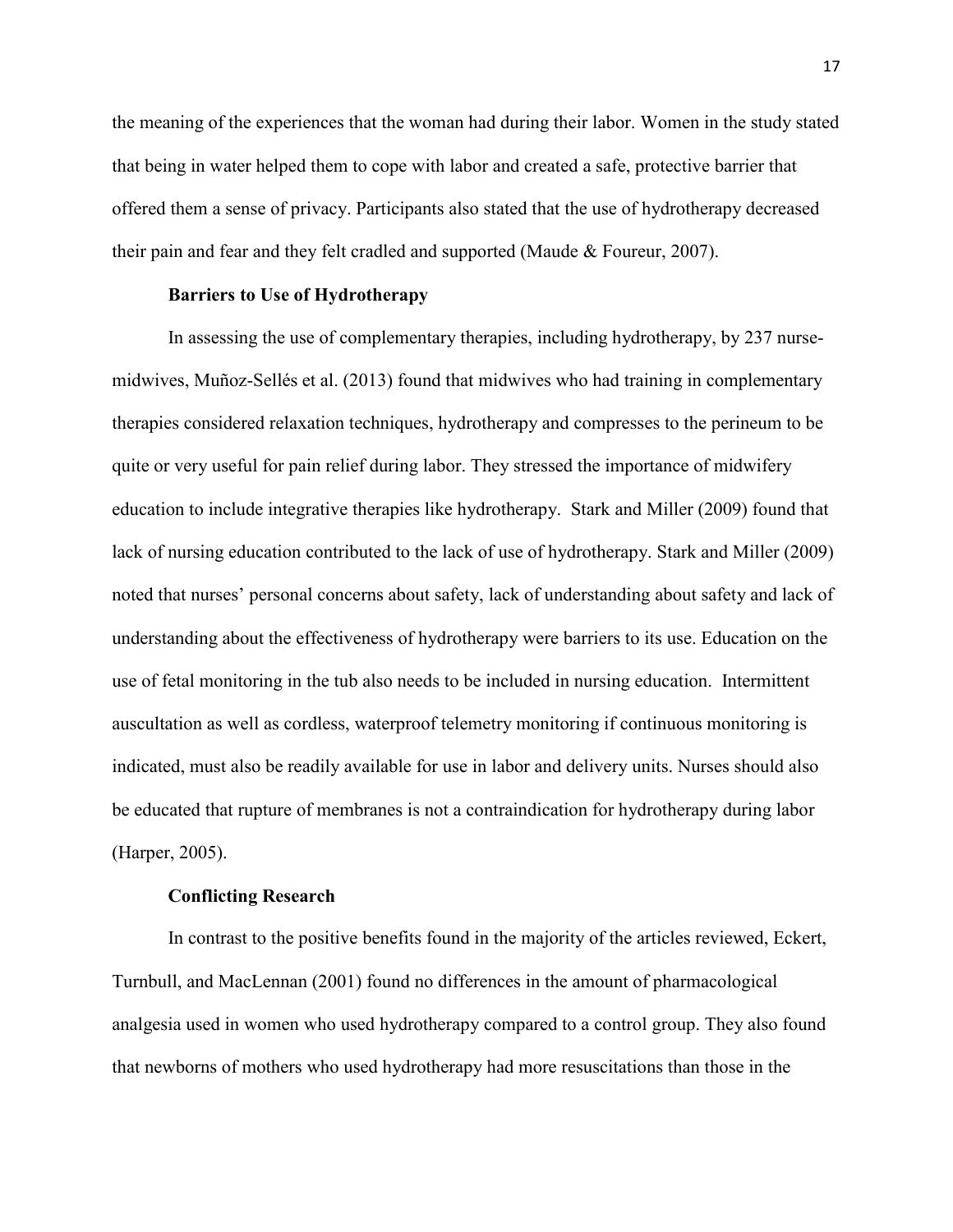the meaning of the experiences that the woman had during their labor. Women in the study stated that being in water helped them to cope with labor and created a safe, protective barrier that offered them a sense of privacy. Participants also stated that the use of hydrotherapy decreased their pain and fear and they felt cradled and supported (Maude & Foureur, 2007).

### Barriers to Use of Hydrotherapy

In assessing the use of complementary therapies, including hydrotherapy, by 237 nurse-midwives, Muñoz-Sellés et al. (2013) found that midwives who had training in complementary therapies considered relaxation techniques, hydrotherapy and compresses to the perineum to be quite or very useful for pain relief during labor. They stressed the importance of midwifery education to include integrative therapies like hydrotherapy. Stark and Miller (2009) found that lack of nursing education contributed to the lack of use of hydrotherapy. Stark and Miller (2009) noted that nurses' personal concerns about safety, lack of understanding about safety and lack of understanding about the effectiveness of hydrotherapy were barriers to its use. Education on the use of fetal monitoring in the tub also needs to be included in nursing education. Intermittent auscultation as well as cordless, waterproof telemetry monitoring if continuous monitoring is indicated, must also be readily available for use in labor and delivery units. Nurses should also be educated that rupture of membranes is not a contraindication for hydrotherapy during labor (Harper, 2005).

### Conflicting Research

In contrast to the positive benefits found in the majority of the articles reviewed, Eckert, Turnbull, and MacLennan (2001) found no differences in the amount of pharmacological analgesia used in women who used hydrotherapy compared to a control group. They also found that newborns of mothers who used hydrotherapy had more resuscitations than those in the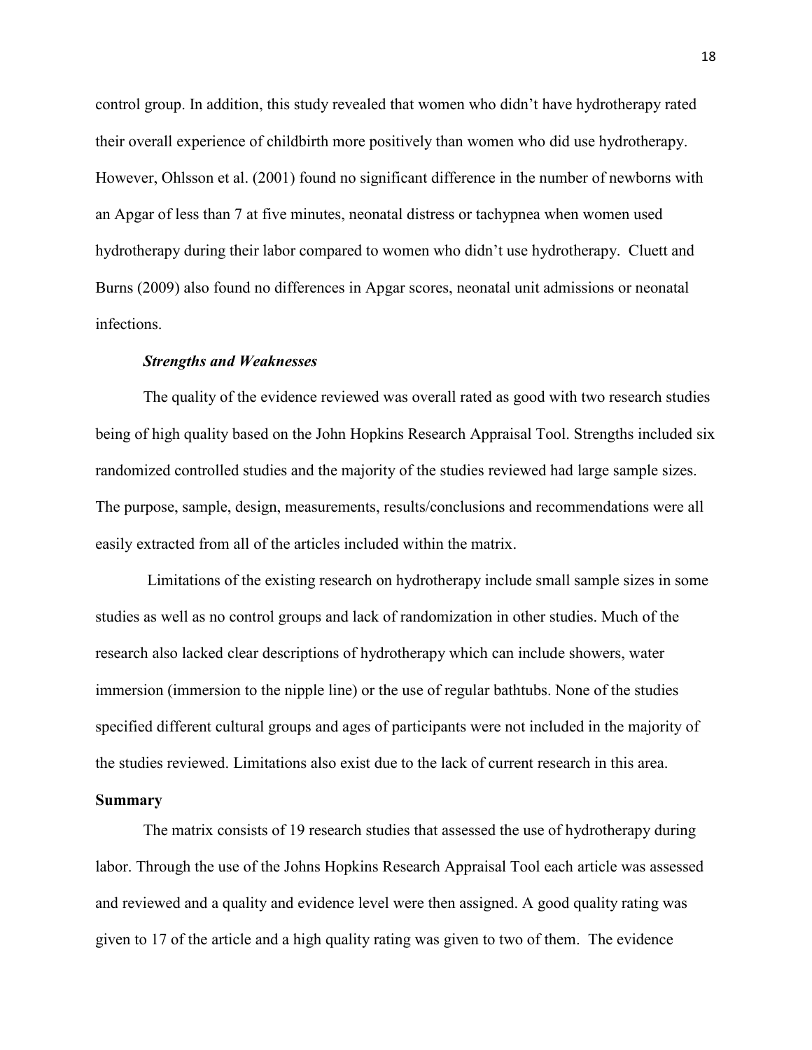control group. In addition, this study revealed that women who didn't have hydrotherapy rated their overall experience of childbirth more positively than women who did use hydrotherapy. However, Ohlsson et al. (2001) found no significant difference in the number of newborns with an Apgar of less than 7 at five minutes, neonatal distress or tachypnea when women used hydrotherapy during their labor compared to women who didn't use hydrotherapy. Cluett and Burns (2009) also found no differences in Apgar scores, neonatal unit admissions or neonatal infections.

### *Strengths and Weaknesses*

The quality of the evidence reviewed was overall rated as good with two research studies being of high quality based on the John Hopkins Research Appraisal Tool. Strengths included six randomized controlled studies and the majority of the studies reviewed had large sample sizes. The purpose, sample, design, measurements, results/conclusions and recommendations were all easily extracted from all of the articles included within the matrix.

Limitations of the existing research on hydrotherapy include small sample sizes in some studies as well as no control groups and lack of randomization in other studies. Much of the research also lacked clear descriptions of hydrotherapy which can include showers, water immersion (immersion to the nipple line) or the use of regular bathtubs. None of the studies specified different cultural groups and ages of participants were not included in the majority of the studies reviewed. Limitations also exist due to the lack of current research in this area.

## Summary

The matrix consists of 19 research studies that assessed the use of hydrotherapy during labor. Through the use of the Johns Hopkins Research Appraisal Tool each article was assessed and reviewed and a quality and evidence level were then assigned. A good quality rating was given to 17 of the article and a high quality rating was given to two of them. The evidence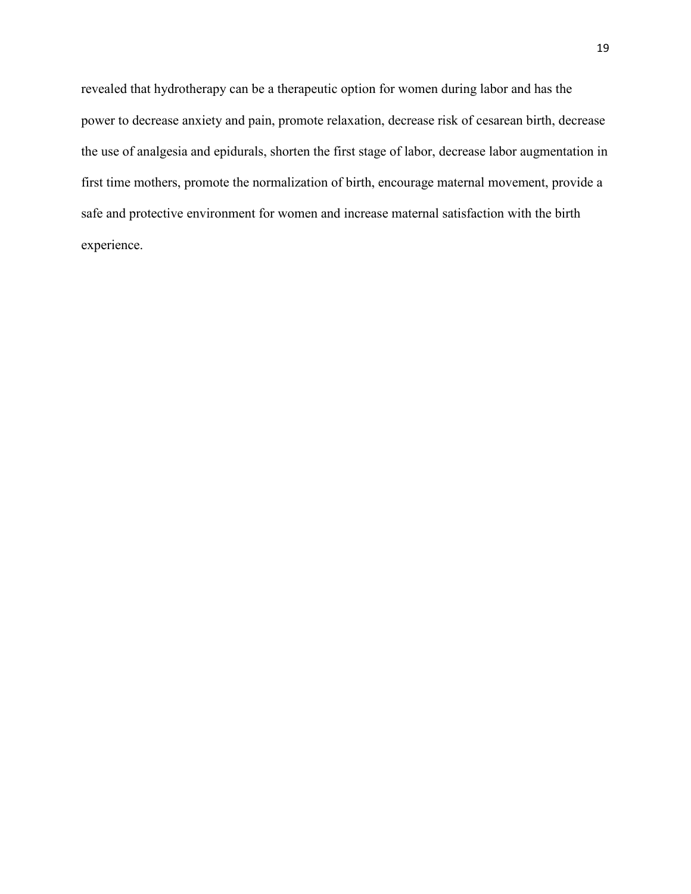revealed that hydrotherapy can be a therapeutic option for women during labor and has the power to decrease anxiety and pain, promote relaxation, decrease risk of cesarean birth, decrease the use of analgesia and epidurals, shorten the first stage of labor, decrease labor augmentation in first time mothers, promote the normalization of birth, encourage maternal movement, provide a safe and protective environment for women and increase maternal satisfaction with the birth experience.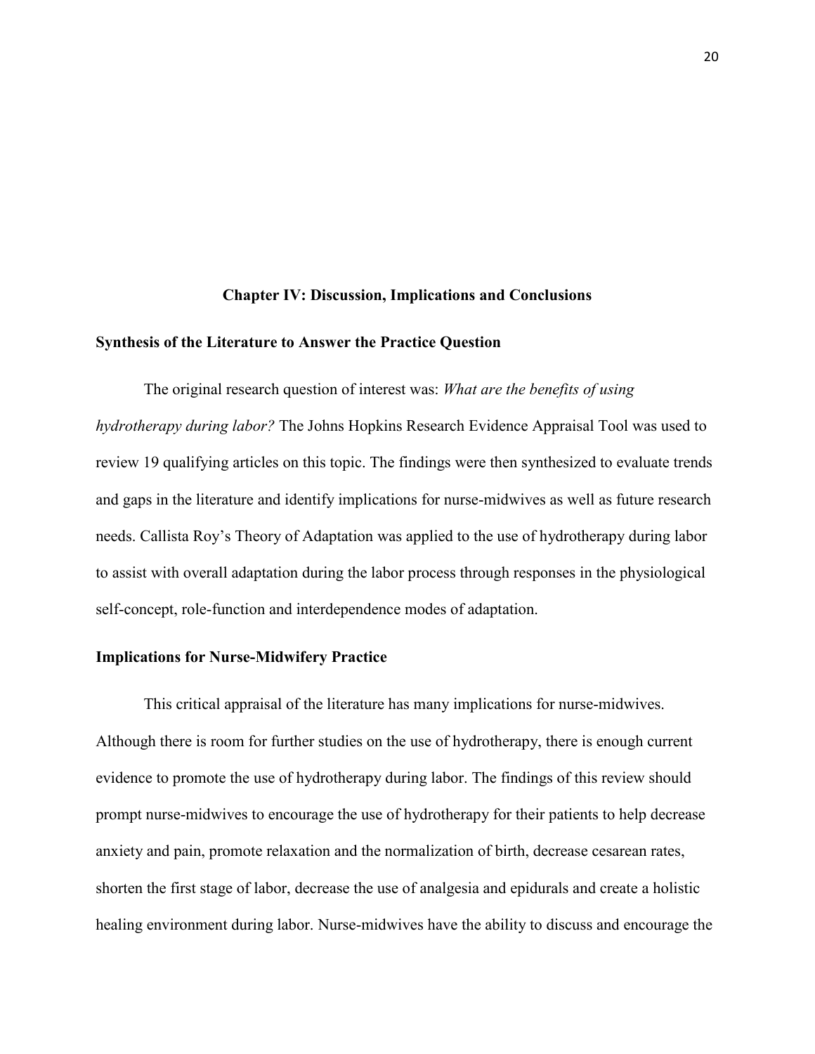# Chapter IV: Discussion, Implications and Conclusions

## Synthesis of the Literature to Answer the Practice Question

The original research question of interest was: *What are the benefits of using hydrotherapy during labor?* The Johns Hopkins Research Evidence Appraisal Tool was used to review 19 qualifying articles on this topic. The findings were then synthesized to evaluate trends and gaps in the literature and identify implications for nurse-midwives as well as future research needs. Callista Roy's Theory of Adaptation was applied to the use of hydrotherapy during labor to assist with overall adaptation during the labor process through responses in the physiological self-concept, role-function and interdependence modes of adaptation.

## Implications for Nurse-Midwifery Practice

This critical appraisal of the literature has many implications for nurse-midwives. Although there is room for further studies on the use of hydrotherapy, there is enough current evidence to promote the use of hydrotherapy during labor. The findings of this review should prompt nurse-midwives to encourage the use of hydrotherapy for their patients to help decrease anxiety and pain, promote relaxation and the normalization of birth, decrease cesarean rates, shorten the first stage of labor, decrease the use of analgesia and epidurals and create a holistic healing environment during labor. Nurse-midwives have the ability to discuss and encourage the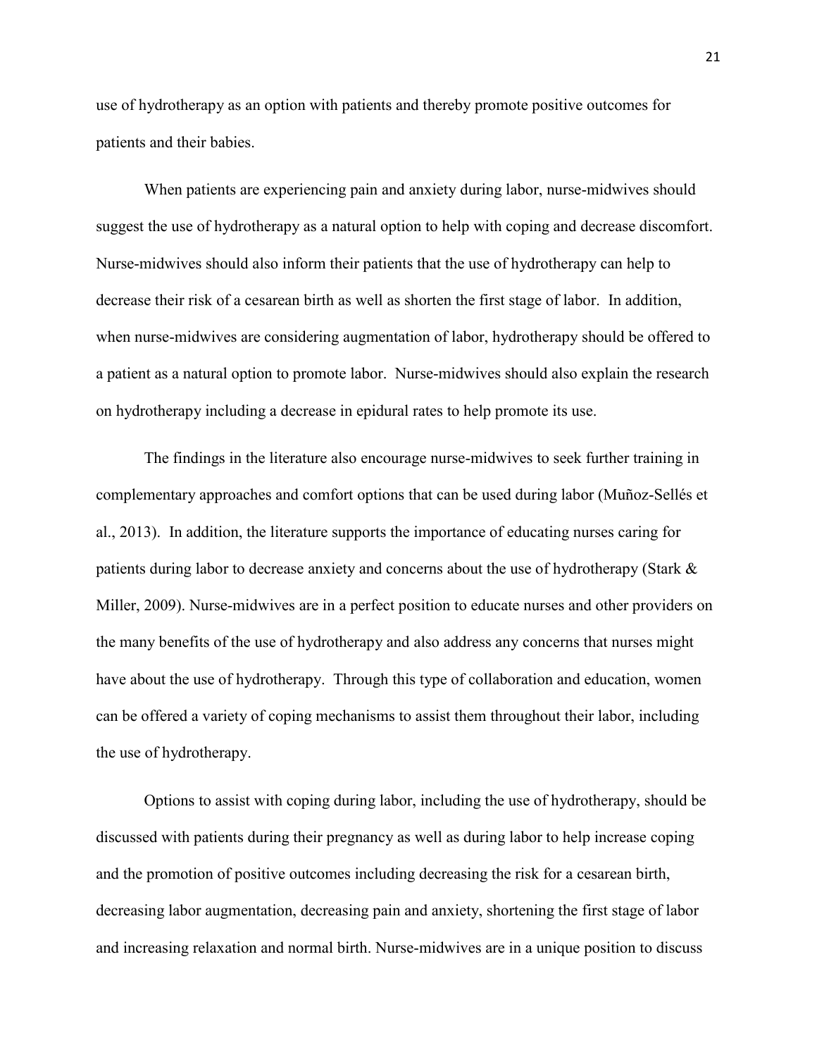use of hydrotherapy as an option with patients and thereby promote positive outcomes for patients and their babies.

When patients are experiencing pain and anxiety during labor, nurse-midwives should suggest the use of hydrotherapy as a natural option to help with coping and decrease discomfort. Nurse-midwives should also inform their patients that the use of hydrotherapy can help to decrease their risk of a cesarean birth as well as shorten the first stage of labor. In addition, when nurse-midwives are considering augmentation of labor, hydrotherapy should be offered to a patient as a natural option to promote labor. Nurse-midwives should also explain the research on hydrotherapy including a decrease in epidural rates to help promote its use.

The findings in the literature also encourage nurse-midwives to seek further training in complementary approaches and comfort options that can be used during labor (Muñoz-Sellés et al., 2013). In addition, the literature supports the importance of educating nurses caring for patients during labor to decrease anxiety and concerns about the use of hydrotherapy (Stark & Miller, 2009). Nurse-midwives are in a perfect position to educate nurses and other providers on the many benefits of the use of hydrotherapy and also address any concerns that nurses might have about the use of hydrotherapy. Through this type of collaboration and education, women can be offered a variety of coping mechanisms to assist them throughout their labor, including the use of hydrotherapy.

Options to assist with coping during labor, including the use of hydrotherapy, should be discussed with patients during their pregnancy as well as during labor to help increase coping and the promotion of positive outcomes including decreasing the risk for a cesarean birth, decreasing labor augmentation, decreasing pain and anxiety, shortening the first stage of labor and increasing relaxation and normal birth. Nurse-midwives are in a unique position to discuss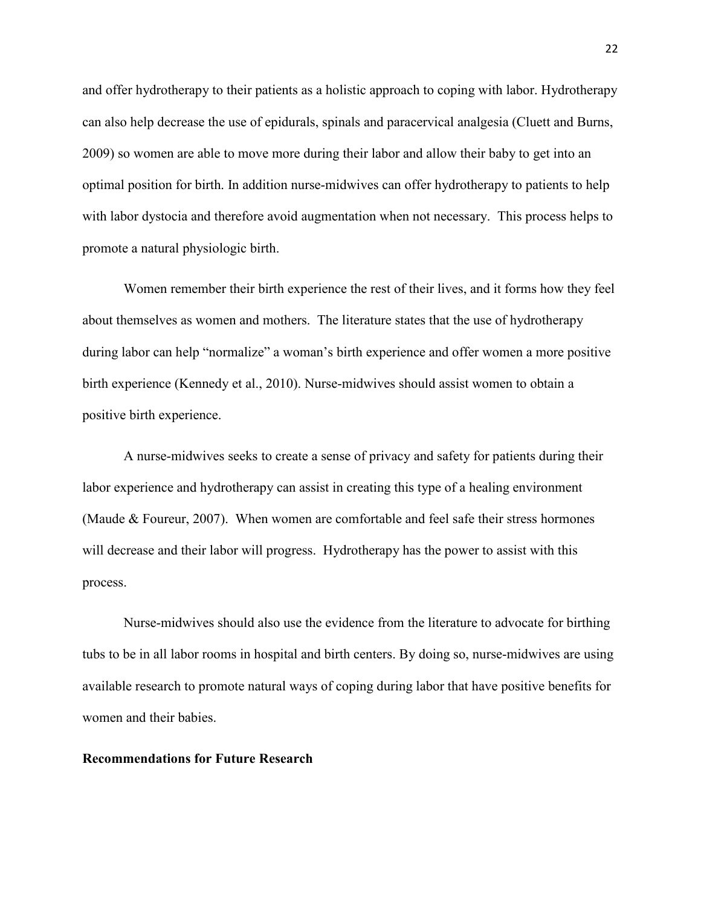and offer hydrotherapy to their patients as a holistic approach to coping with labor. Hydrotherapy can also help decrease the use of epidurals, spinals and paracervical analgesia (Cluett and Burns, 2009) so women are able to move more during their labor and allow their baby to get into an optimal position for birth. In addition nurse-midwives can offer hydrotherapy to patients to help with labor dystocia and therefore avoid augmentation when not necessary. This process helps to promote a natural physiologic birth.

Women remember their birth experience the rest of their lives, and it forms how they feel about themselves as women and mothers. The literature states that the use of hydrotherapy during labor can help "normalize" a woman's birth experience and offer women a more positive birth experience (Kennedy et al., 2010). Nurse-midwives should assist women to obtain a positive birth experience.

A nurse-midwives seeks to create a sense of privacy and safety for patients during their labor experience and hydrotherapy can assist in creating this type of a healing environment (Maude & Foureur, 2007). When women are comfortable and feel safe their stress hormones will decrease and their labor will progress. Hydrotherapy has the power to assist with this process.

Nurse-midwives should also use the evidence from the literature to advocate for birthing tubs to be in all labor rooms in hospital and birth centers. By doing so, nurse-midwives are using available research to promote natural ways of coping during labor that have positive benefits for women and their babies.

**Recommendations for Future Research**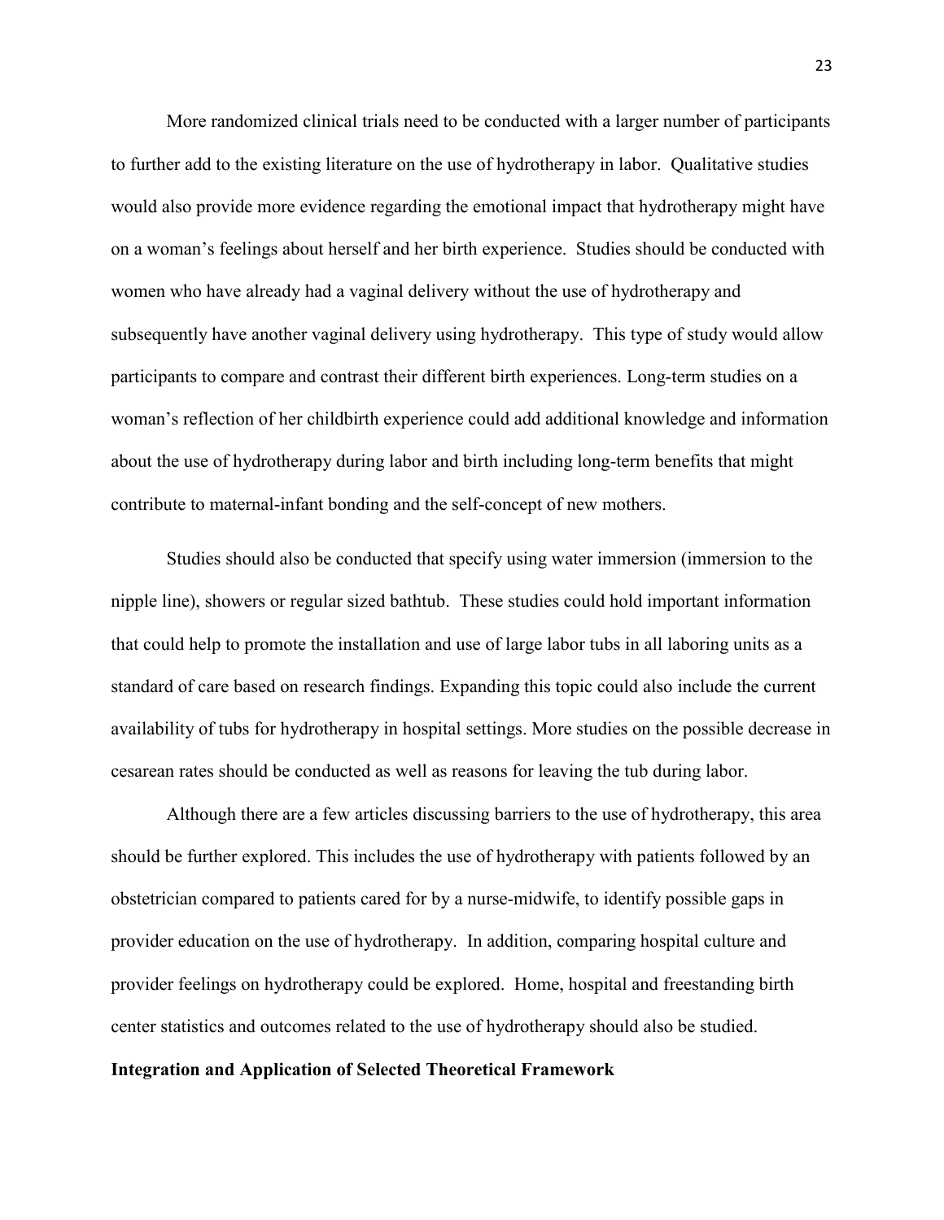More randomized clinical trials need to be conducted with a larger number of participants to further add to the existing literature on the use of hydrotherapy in labor. Qualitative studies would also provide more evidence regarding the emotional impact that hydrotherapy might have on a woman's feelings about herself and her birth experience. Studies should be conducted with women who have already had a vaginal delivery without the use of hydrotherapy and subsequently have another vaginal delivery using hydrotherapy. This type of study would allow participants to compare and contrast their different birth experiences. Long-term studies on a woman's reflection of her childbirth experience could add additional knowledge and information about the use of hydrotherapy during labor and birth including long-term benefits that might contribute to maternal-infant bonding and the self-concept of new mothers.

Studies should also be conducted that specify using water immersion (immersion to the nipple line), showers or regular sized bathtub. These studies could hold important information that could help to promote the installation and use of large labor tubs in all laboring units as a standard of care based on research findings. Expanding this topic could also include the current availability of tubs for hydrotherapy in hospital settings. More studies on the possible decrease in cesarean rates should be conducted as well as reasons for leaving the tub during labor.

Although there are a few articles discussing barriers to the use of hydrotherapy, this area should be further explored. This includes the use of hydrotherapy with patients followed by an obstetrician compared to patients cared for by a nurse-midwife, to identify possible gaps in provider education on the use of hydrotherapy. In addition, comparing hospital culture and provider feelings on hydrotherapy could be explored. Home, hospital and freestanding birth center statistics and outcomes related to the use of hydrotherapy should also be studied.

## Integration and Application of Selected Theoretical Framework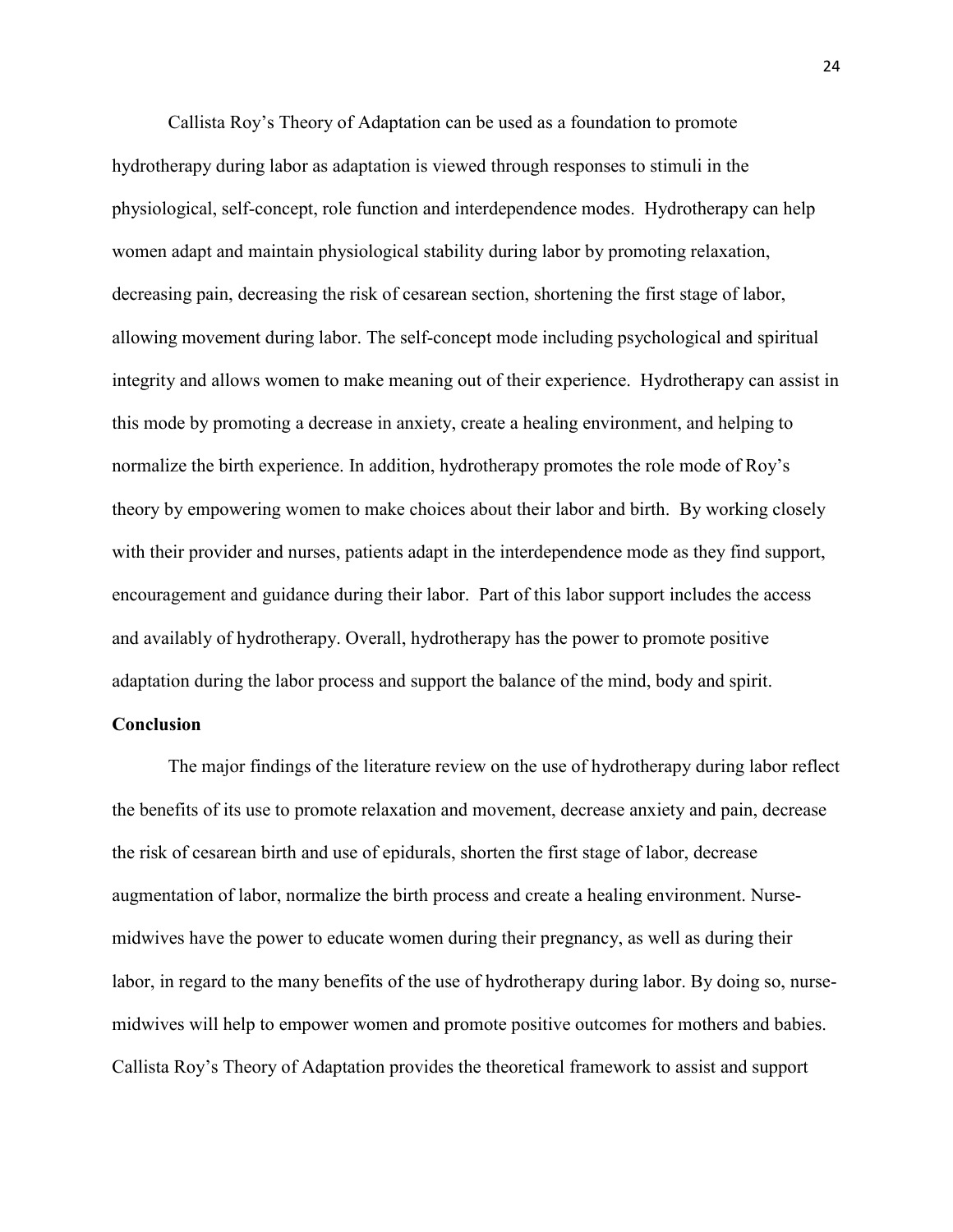Callista Roy's Theory of Adaptation can be used as a foundation to promote hydrotherapy during labor as adaptation is viewed through responses to stimuli in the physiological, self-concept, role function and interdependence modes. Hydrotherapy can help women adapt and maintain physiological stability during labor by promoting relaxation, decreasing pain, decreasing the risk of cesarean section, shortening the first stage of labor, allowing movement during labor. The self-concept mode including psychological and spiritual integrity and allows women to make meaning out of their experience. Hydrotherapy can assist in this mode by promoting a decrease in anxiety, create a healing environment, and helping to normalize the birth experience. In addition, hydrotherapy promotes the role mode of Roy's theory by empowering women to make choices about their labor and birth. By working closely with their provider and nurses, patients adapt in the interdependence mode as they find support, encouragement and guidance during their labor. Part of this labor support includes the access and availably of hydrotherapy. Overall, hydrotherapy has the power to promote positive adaptation during the labor process and support the balance of the mind, body and spirit.

**Conclusion**

The major findings of the literature review on the use of hydrotherapy during labor reflect the benefits of its use to promote relaxation and movement, decrease anxiety and pain, decrease the risk of cesarean birth and use of epidurals, shorten the first stage of labor, decrease augmentation of labor, normalize the birth process and create a healing environment. Nurse-midwives have the power to educate women during their pregnancy, as well as during their labor, in regard to the many benefits of the use of hydrotherapy during labor. By doing so, nurse-midwives will help to empower women and promote positive outcomes for mothers and babies. Callista Roy's Theory of Adaptation provides the theoretical framework to assist and support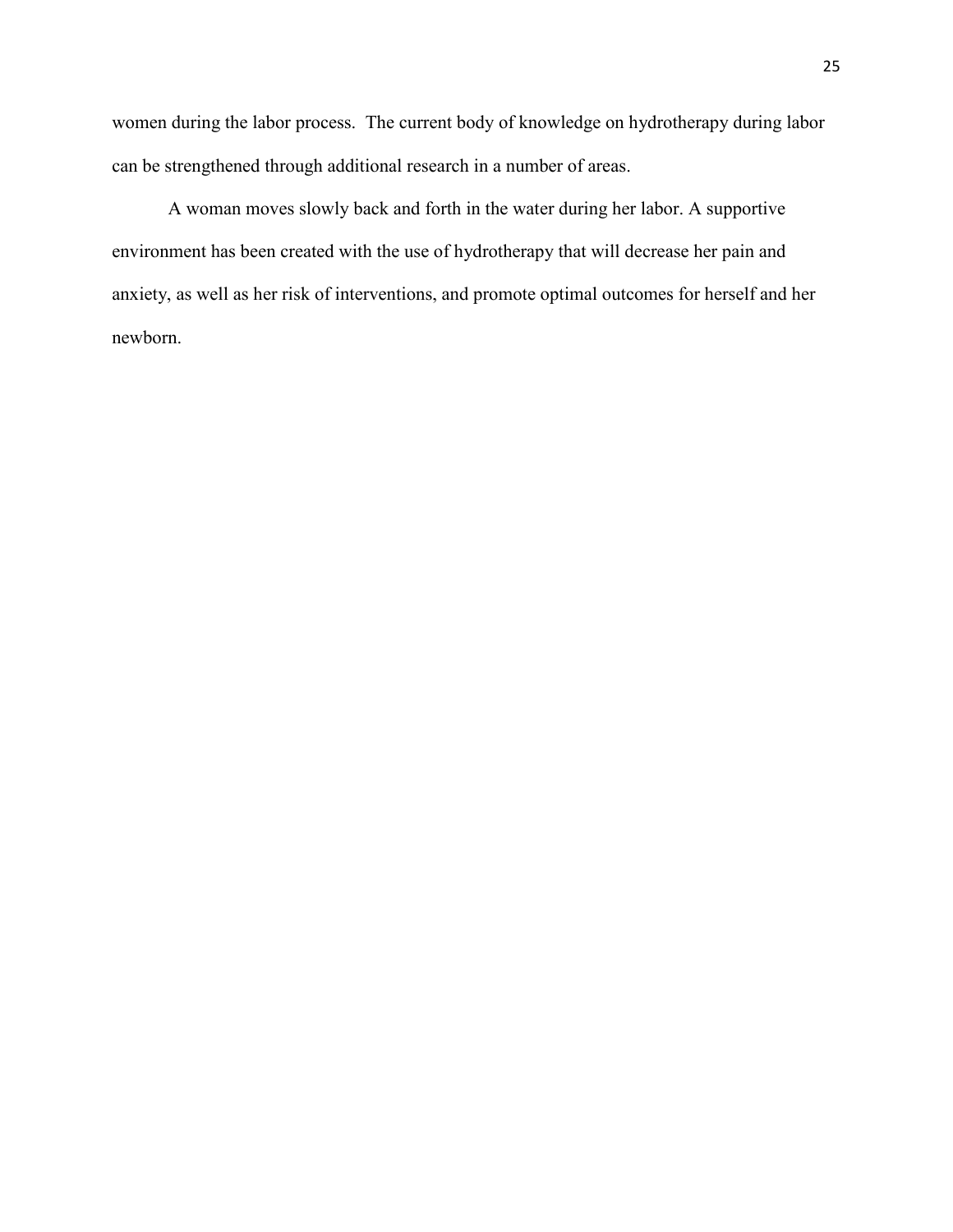women during the labor process.  The current body of knowledge on hydrotherapy during labor can be strengthened through additional research in a number of areas.

A woman moves slowly back and forth in the water during her labor. A supportive environment has been created with the use of hydrotherapy that will decrease her pain and anxiety, as well as her risk of interventions, and promote optimal outcomes for herself and her newborn.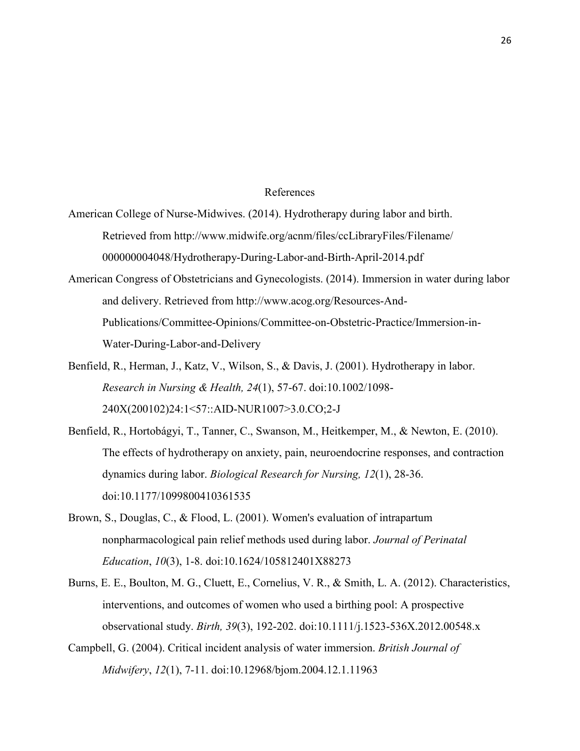# References

American College of Nurse-Midwives. (2014). Hydrotherapy during labor and birth. Retrieved from http://www.midwife.org/acnm/files/ccLibraryFiles/Filename/000000004048/Hydrotherapy-During-Labor-and-Birth-April-2014.pdf

American Congress of Obstetricians and Gynecologists. (2014). Immersion in water during labor and delivery. Retrieved from http://www.acog.org/Resources-And-Publications/Committee-Opinions/Committee-on-Obstetric-Practice/Immersion-in-Water-During-Labor-and-Delivery

Benfield, R., Herman, J., Katz, V., Wilson, S., & Davis, J. (2001). Hydrotherapy in labor. *Research in Nursing & Health, 24*(1), 57-67. doi:10.1002/1098-240X(200102)24:1<57::AID-NUR1007>3.0.CO;2-J

Benfield, R., Hortobágyi, T., Tanner, C., Swanson, M., Heitkemper, M., & Newton, E. (2010). The effects of hydrotherapy on anxiety, pain, neuroendocrine responses, and contraction dynamics during labor. *Biological Research for Nursing, 12*(1), 28-36. doi:10.1177/1099800410361535

Brown, S., Douglas, C., & Flood, L. (2001). Women's evaluation of intrapartum nonpharmacological pain relief methods used during labor. *Journal of Perinatal Education*, *10*(3), 1-8. doi:10.1624/105812401X88273

Burns, E. E., Boulton, M. G., Cluett, E., Cornelius, V. R., & Smith, L. A. (2012). Characteristics, interventions, and outcomes of women who used a birthing pool: A prospective observational study. *Birth, 39*(3), 192-202. doi:10.1111/j.1523-536X.2012.00548.x

Campbell, G. (2004). Critical incident analysis of water immersion. *British Journal of Midwifery*, *12*(1), 7-11. doi:10.12968/bjom.2004.12.1.11963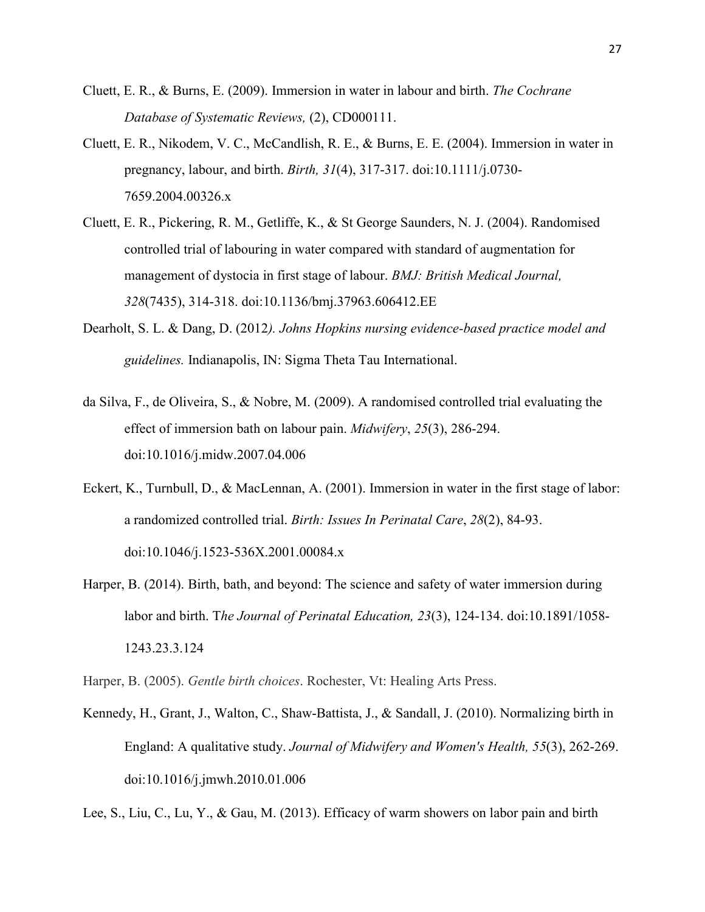Cluett, E. R., & Burns, E. (2009). Immersion in water in labour and birth. *The Cochrane Database of Systematic Reviews,* (2), CD000111.

Cluett, E. R., Nikodem, V. C., McCandlish, R. E., & Burns, E. E. (2004). Immersion in water in pregnancy, labour, and birth. *Birth, 31*(4), 317-317. doi:10.1111/j.0730-7659.2004.00326.x

Cluett, E. R., Pickering, R. M., Getliffe, K., & St George Saunders, N. J. (2004). Randomised controlled trial of labouring in water compared with standard of augmentation for management of dystocia in first stage of labour. *BMJ: British Medical Journal, 328*(7435), 314-318. doi:10.1136/bmj.37963.606412.EE

Dearholt, S. L. & Dang, D. (2012*). Johns Hopkins nursing evidence-based practice model and guidelines.* Indianapolis, IN: Sigma Theta Tau International.

da Silva, F., de Oliveira, S., & Nobre, M. (2009). A randomised controlled trial evaluating the effect of immersion bath on labour pain. *Midwifery*, *25*(3), 286-294. doi:10.1016/j.midw.2007.04.006

Eckert, K., Turnbull, D., & MacLennan, A. (2001). Immersion in water in the first stage of labor: a randomized controlled trial. *Birth: Issues In Perinatal Care*, *28*(2), 84-93. doi:10.1046/j.1523-536X.2001.00084.x

Harper, B. (2014). Birth, bath, and beyond: The science and safety of water immersion during labor and birth. T*he Journal of Perinatal Education, 23*(3), 124-134. doi:10.1891/1058-1243.23.3.124

Harper, B. (2005). *Gentle birth choices*. Rochester, Vt: Healing Arts Press.

Kennedy, H., Grant, J., Walton, C., Shaw-Battista, J., & Sandall, J. (2010). Normalizing birth in England: A qualitative study. *Journal of Midwifery and Women's Health, 55*(3), 262-269. doi:10.1016/j.jmwh.2010.01.006

Lee, S., Liu, C., Lu, Y., & Gau, M. (2013). Efficacy of warm showers on labor pain and birth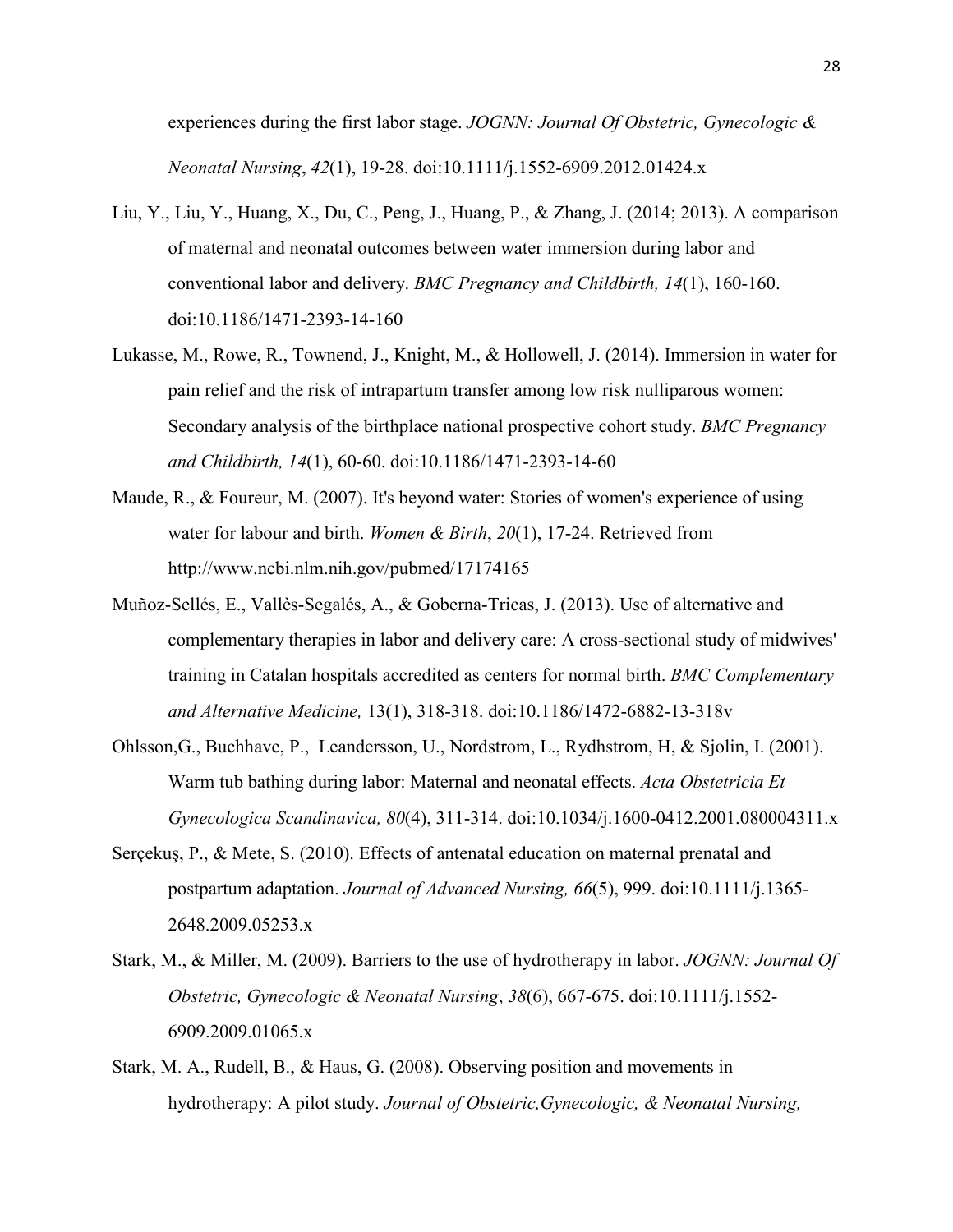experiences during the first labor stage. *JOGNN: Journal Of Obstetric, Gynecologic & Neonatal Nursing*, *42*(1), 19-28. doi:10.1111/j.1552-6909.2012.01424.x

Liu, Y., Liu, Y., Huang, X., Du, C., Peng, J., Huang, P., & Zhang, J. (2014; 2013). A comparison of maternal and neonatal outcomes between water immersion during labor and conventional labor and delivery. *BMC Pregnancy and Childbirth, 14*(1), 160-160. doi:10.1186/1471-2393-14-160

Lukasse, M., Rowe, R., Townend, J., Knight, M., & Hollowell, J. (2014). Immersion in water for pain relief and the risk of intrapartum transfer among low risk nulliparous women: Secondary analysis of the birthplace national prospective cohort study. *BMC Pregnancy and Childbirth, 14*(1), 60-60. doi:10.1186/1471-2393-14-60

Maude, R., & Foureur, M. (2007). It's beyond water: Stories of women's experience of using water for labour and birth. *Women & Birth*, *20*(1), 17-24. Retrieved from http://www.ncbi.nlm.nih.gov/pubmed/17174165

Muñoz-Sellés, E., Vallès-Segalés, A., & Goberna-Tricas, J. (2013). Use of alternative and complementary therapies in labor and delivery care: A cross-sectional study of midwives' training in Catalan hospitals accredited as centers for normal birth. *BMC Complementary and Alternative Medicine,* 13(1), 318-318. doi:10.1186/1472-6882-13-318v

Ohlsson,G., Buchhave, P., Leandersson, U., Nordstrom, L., Rydhstrom, H, & Sjolin, I. (2001). Warm tub bathing during labor: Maternal and neonatal effects. *Acta Obstetricia Et Gynecologica Scandinavica, 80*(4), 311-314. doi:10.1034/j.1600-0412.2001.080004311.x

Serçekuş, P., & Mete, S. (2010). Effects of antenatal education on maternal prenatal and postpartum adaptation. *Journal of Advanced Nursing, 66*(5), 999. doi:10.1111/j.1365-2648.2009.05253.x

Stark, M., & Miller, M. (2009). Barriers to the use of hydrotherapy in labor. *JOGNN: Journal Of Obstetric, Gynecologic & Neonatal Nursing*, *38*(6), 667-675. doi:10.1111/j.1552-6909.2009.01065.x

Stark, M. A., Rudell, B., & Haus, G. (2008). Observing position and movements in hydrotherapy: A pilot study. *Journal of Obstetric,Gynecologic, & Neonatal Nursing,*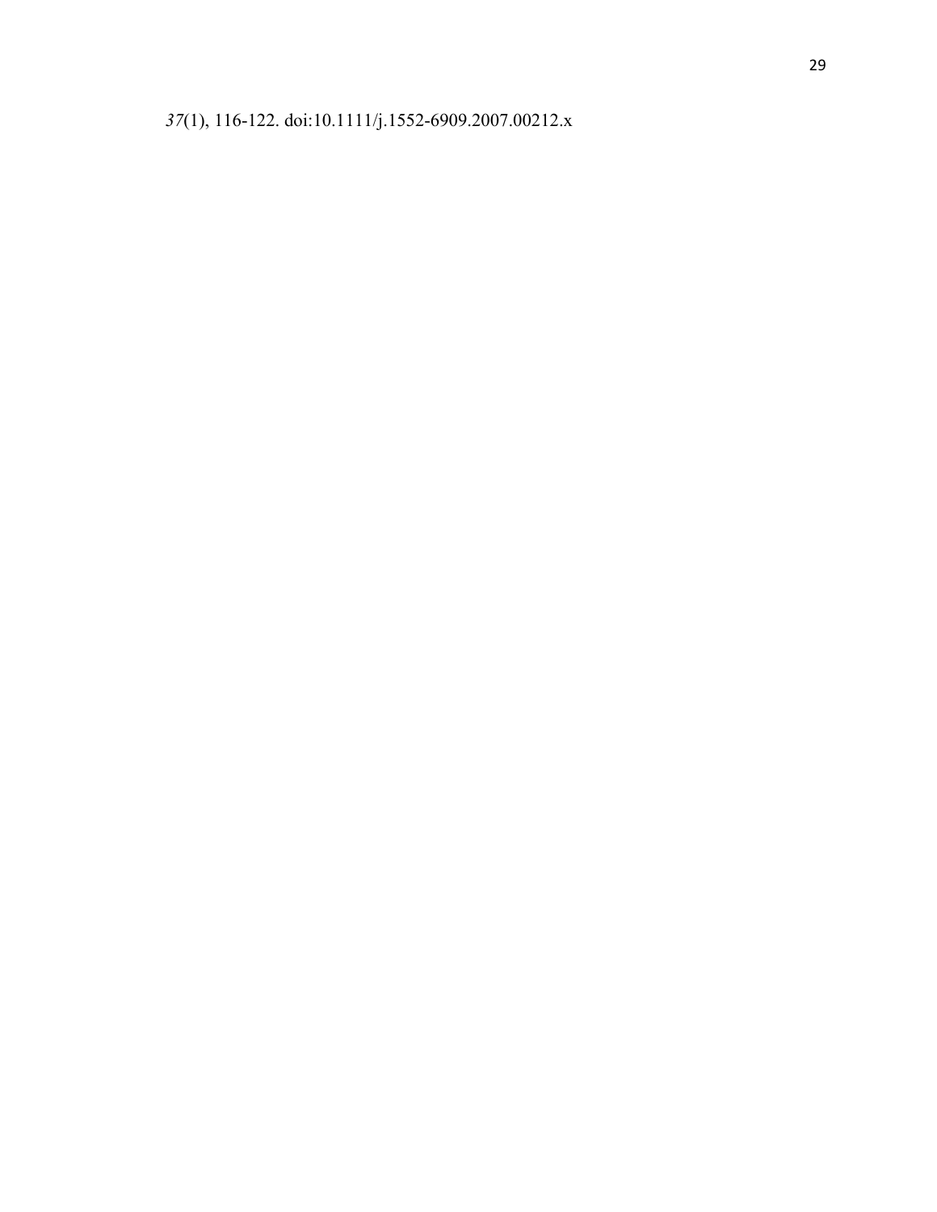*37*(1), 116-122. doi:10.1111/j.1552-6909.2007.00212.x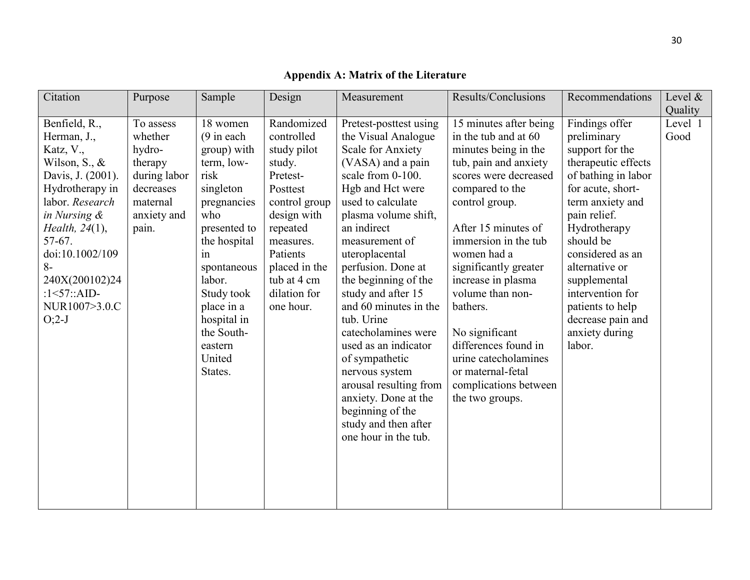**Appendix A: Matrix of the Literature**

| Citation | Purpose | Sample | Design | Measurement | Results/Conclusions | Recommendations | Level & Quality |
|---|---|---|---|---|---|---|---|
| Benfield, R., Herman, J., Katz, V., Wilson, S., & Davis, J. (2001). Hydrotherapy in labor. *Research in Nursing & Health, 24*(1), 57-67. doi:10.1002/1098-240X(200102)24:1<57::AID-NUR1007>3.0.CO;2-J | To assess whether hydro-therapy during labor decreases maternal anxiety and pain. | 18 women (9 in each group) with term, low-risk singleton pregnancies who presented to the hospital in spontaneous labor. Study took place in a hospital in the South-eastern United States. | Randomized controlled study pilot study. Pretest-Posttest control group design with repeated measures. Patients placed in the tub at 4 cm dilation for one hour. | Pretest-posttest using the Visual Analogue Scale for Anxiety (VASA) and a pain scale from 0-100. Hgb and Hct were used to calculate plasma volume shift, an indirect measurement of uteroplacental perfusion. Done at the beginning of the study and after 15 and 60 minutes in the tub. Urine catecholamines were used as an indicator of sympathetic nervous system arousal resulting from anxiety. Done at the beginning of the study and then after one hour in the tub. | 15 minutes after being in the tub and at 60 minutes being in the tub, pain and anxiety scores were decreased compared to the control group.<br><br>After 15 minutes of immersion in the tub women had a significantly greater increase in plasma volume than non-bathers.<br><br>No significant differences found in urine catecholamines or maternal-fetal complications between the two groups. | Findings offer preliminary support for the therapeutic effects of bathing in labor for acute, short-term anxiety and pain relief. Hydrotherapy should be considered as an alternative or supplemental intervention for patients to help decrease pain and anxiety during labor. | Level 1 Good |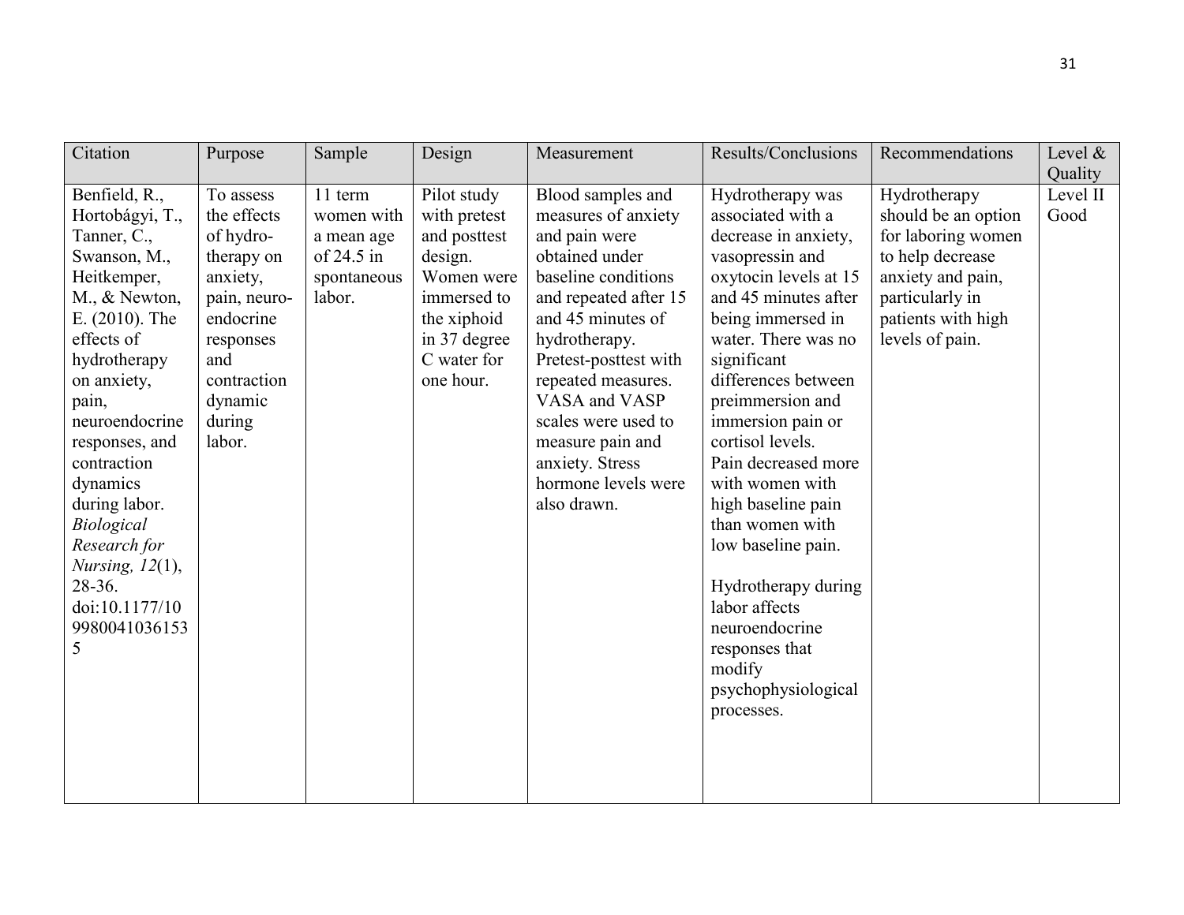| Citation | Purpose | Sample | Design | Measurement | Results/Conclusions | Recommendations | Level & Quality |
|---|---|---|---|---|---|---|---|
| Benfield, R., Hortobágyi, T., Tanner, C., Swanson, M., Heitkemper, M., & Newton, E. (2010). The effects of hydrotherapy on anxiety, pain, neuroendocrine responses, and contraction dynamics during labor. *Biological Research for Nursing, 12*(1), 28-36. doi:10.1177/1099800410361535 | To assess the effects of hydro-therapy on anxiety, pain, neuro-endocrine responses and contraction dynamic during labor. | 11 term women with a mean age of 24.5 in spontaneous labor. | Pilot study with pretest and posttest design. Women were immersed to the xiphoid in 37 degree C water for one hour. | Blood samples and measures of anxiety and pain were obtained under baseline conditions and repeated after 15 and 45 minutes of hydrotherapy. Pretest-posttest with repeated measures. VASA and VASP scales were used to measure pain and anxiety. Stress hormone levels were also drawn. | Hydrotherapy was associated with a decrease in anxiety, vasopressin and oxytocin levels at 15 and 45 minutes after being immersed in water. There was no significant differences between preimmersion and immersion pain or cortisol levels. Pain decreased more with women with high baseline pain than women with low baseline pain.<br><br>Hydrotherapy during labor affects neuroendocrine responses that modify psychophysiological processes. | Hydrotherapy should be an option for laboring women to help decrease anxiety and pain, particularly in patients with high levels of pain. | Level II Good |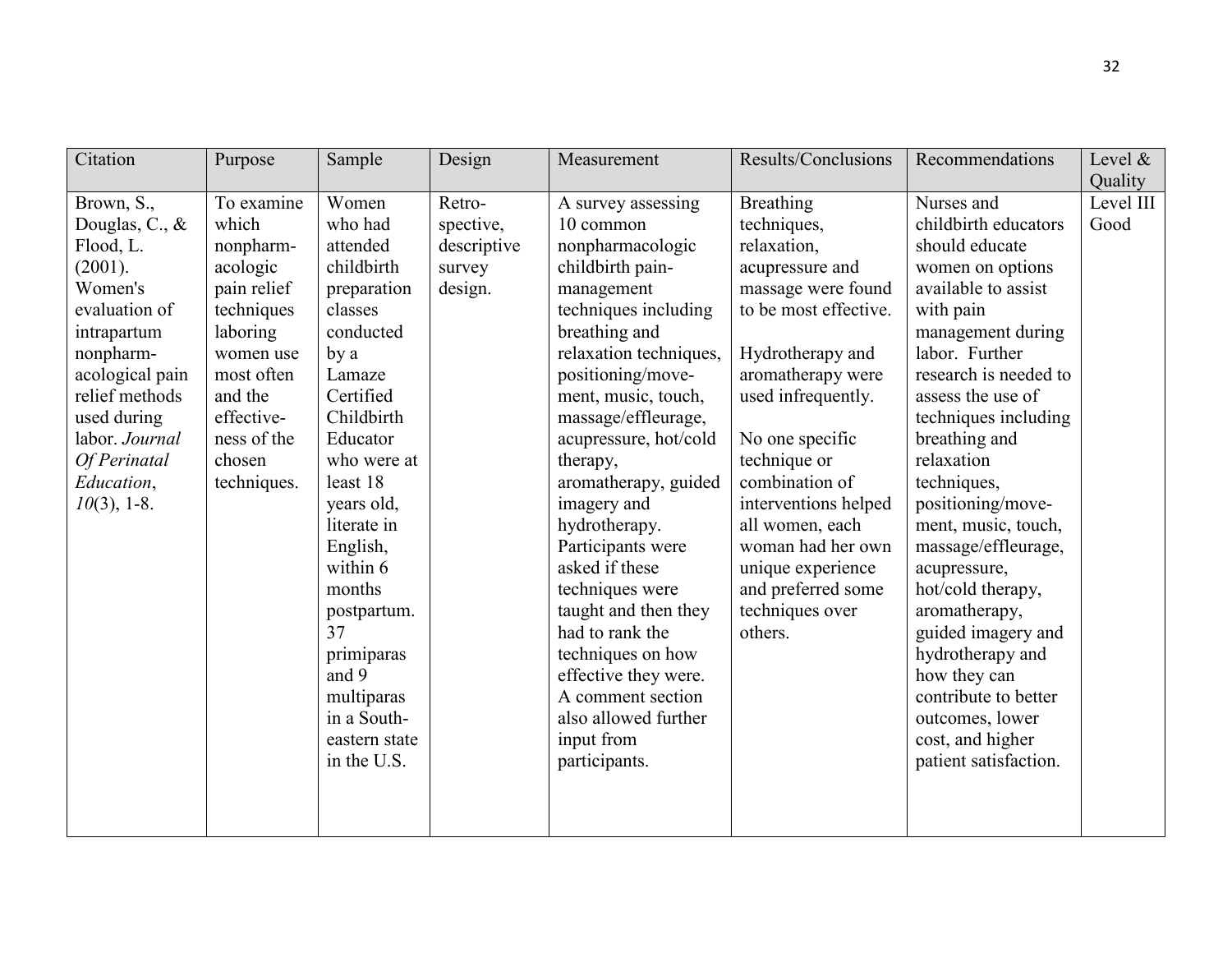| Citation | Purpose | Sample | Design | Measurement | Results/Conclusions | Recommendations | Level & Quality |
|---|---|---|---|---|---|---|---|
| Brown, S., Douglas, C., & Flood, L. (2001). Women's evaluation of intrapartum nonpharm-acological pain relief methods used during labor. *Journal Of Perinatal Education*, *10*(3), 1-8. | To examine which nonpharm-acologic pain relief techniques laboring women use most often and the effective-ness of the chosen techniques. | Women who had attended childbirth preparation classes conducted by a Lamaze Certified Childbirth Educator who were at least 18 years old, literate in English, within 6 months postpartum. 37 primiparas and 9 multiparas in a South-eastern state in the U.S. | Retro-spective, descriptive survey design. | A survey assessing 10 common nonpharmacologic childbirth pain-management techniques including breathing and relaxation techniques, positioning/move-ment, music, touch, massage/effleurage, acupressure, hot/cold therapy, aromatherapy, guided imagery and hydrotherapy. Participants were asked if these techniques were taught and then they had to rank the techniques on how effective they were. A comment section also allowed further input from participants. | Breathing techniques, relaxation, acupressure and massage were found to be most effective.<br><br>Hydrotherapy and aromatherapy were used infrequently.<br><br>No one specific technique or combination of interventions helped all women, each woman had her own unique experience and preferred some techniques over others. | Nurses and childbirth educators should educate women on options available to assist with pain management during labor. Further research is needed to assess the use of techniques including breathing and relaxation techniques, positioning/move-ment, music, touch, massage/effleurage, acupressure, hot/cold therapy, aromatherapy, guided imagery and hydrotherapy and how they can contribute to better outcomes, lower cost, and higher patient satisfaction. | Level III Good |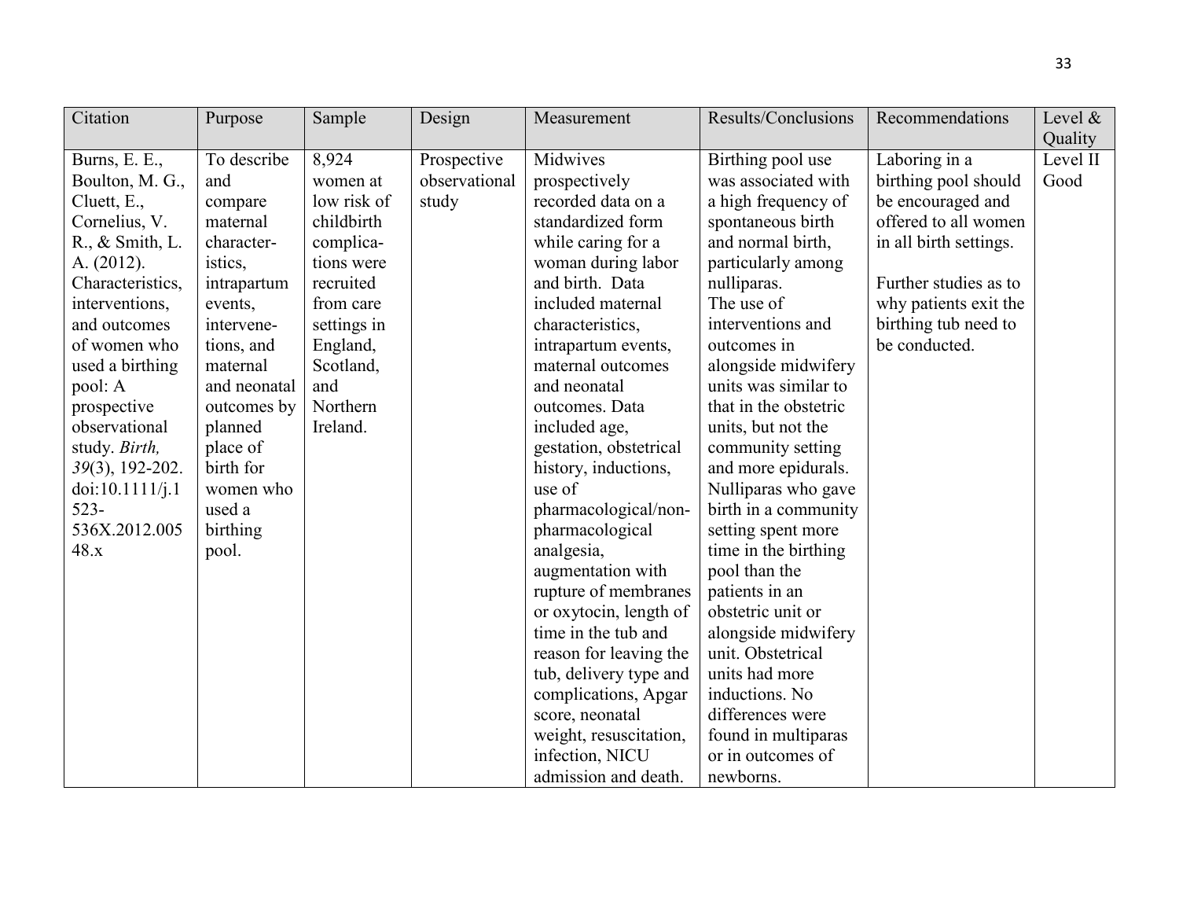| Citation | Purpose | Sample | Design | Measurement | Results/Conclusions | Recommendations | Level & Quality |
|---|---|---|---|---|---|---|---|
| Burns, E. E., Boulton, M. G., Cluett, E., Cornelius, V. R., & Smith, L. A. (2012). Characteristics, interventions, and outcomes of women who used a birthing pool: A prospective observational study. *Birth, 39*(3), 192-202. doi:10.1111/j.1523-536X.2012.00548.x | To describe and compare maternal characteristics, intrapartum events, interventions, and maternal and neonatal outcomes by planned place of birth for women who used a birthing pool. | 8,924 women at low risk of childbirth complications were recruited from care settings in England, Scotland, and Northern Ireland. | Prospective observational study | Midwives prospectively recorded data on a standardized form while caring for a woman during labor and birth. Data included maternal characteristics, intrapartum events, maternal outcomes and neonatal outcomes. Data included age, gestation, obstetrical history, inductions, use of pharmacological/non-pharmacological analgesia, augmentation with rupture of membranes or oxytocin, length of time in the tub and reason for leaving the tub, delivery type and complications, Apgar score, neonatal weight, resuscitation, infection, NICU admission and death. | Birthing pool use was associated with a high frequency of spontaneous birth and normal birth, particularly among nulliparas. The use of interventions and outcomes in alongside midwifery units was similar to that in the obstetric units, but not the community setting and more epidurals. Nulliparas who gave birth in a community setting spent more time in the birthing pool than the patients in an obstetric unit or alongside midwifery unit. Obstetrical units had more inductions. No differences were found in multiparas or in outcomes of newborns. | Laboring in a birthing pool should be encouraged and offered to all women in all birth settings. Further studies as to why patients exit the birthing tub need to be conducted. | Level II Good |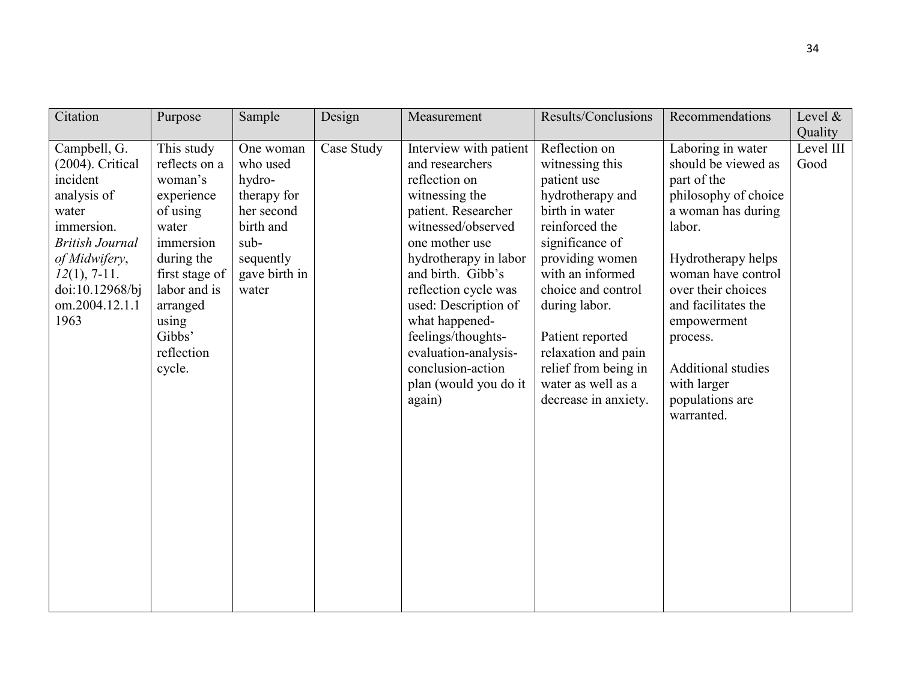| Citation | Purpose | Sample | Design | Measurement | Results/Conclusions | Recommendations | Level & Quality |
|---|---|---|---|---|---|---|---|
| Campbell, G. (2004). Critical incident analysis of water immersion. *British Journal of Midwifery*, *12*(1), 7-11. doi:10.12968/bjom.2004.12.1.11963 | This study reflects on a woman's experience of using water immersion during the first stage of labor and is arranged using Gibbs' reflection cycle. | One woman who used hydro-therapy for her second birth and sub-sequently gave birth in water | Case Study | Interview with patient and researchers reflection on witnessing the patient. Researcher witnessed/observed one mother use hydrotherapy in labor and birth. Gibb's reflection cycle was used: Description of what happened-feelings/thoughts-evaluation-analysis-conclusion-action plan (would you do it again) | Reflection on witnessing this patient use hydrotherapy and birth in water reinforced the significance of providing women with an informed choice and control during labor.<br><br>Patient reported relaxation and pain relief from being in water as well as a decrease in anxiety. | Laboring in water should be viewed as part of the philosophy of choice a woman has during labor.<br><br>Hydrotherapy helps woman have control over their choices and facilitates the empowerment process.<br><br>Additional studies with larger populations are warranted. | Level III Good |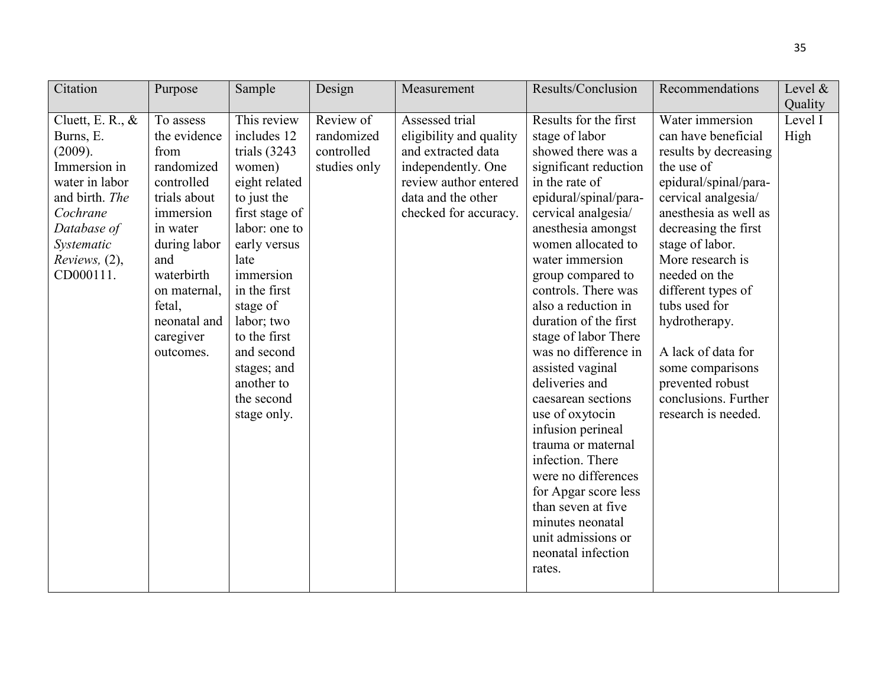| Citation | Purpose | Sample | Design | Measurement | Results/Conclusion | Recommendations | Level & Quality |
|---|---|---|---|---|---|---|---|
| Cluett, E. R., & Burns, E. (2009). Immersion in water in labor and birth. *The Cochrane Database of Systematic Reviews,* (2), CD000111. | To assess the evidence from randomized controlled trials about immersion in water during labor and waterbirth on maternal, fetal, neonatal and caregiver outcomes. | This review includes 12 trials (3243 women) eight related to just the first stage of labor: one to early versus late immersion in the first stage of labor; two to the first and second stages; and another to the second stage only. | Review of randomized controlled studies only | Assessed trial eligibility and quality and extracted data independently. One review author entered data and the other checked for accuracy. | Results for the first stage of labor showed there was a significant reduction in the rate of epidural/spinal/para-cervical analgesia/ anesthesia amongst women allocated to water immersion group compared to controls. There was also a reduction in duration of the first stage of labor There was no difference in assisted vaginal deliveries and caesarean sections use of oxytocin infusion perineal trauma or maternal infection. There were no differences for Apgar score less than seven at five minutes neonatal unit admissions or neonatal infection rates. | Water immersion can have beneficial results by decreasing the use of epidural/spinal/para-cervical analgesia/ anesthesia as well as decreasing the first stage of labor. More research is needed on the different types of tubs used for hydrotherapy. <br><br> A lack of data for some comparisons prevented robust conclusions. Further research is needed. | Level I High |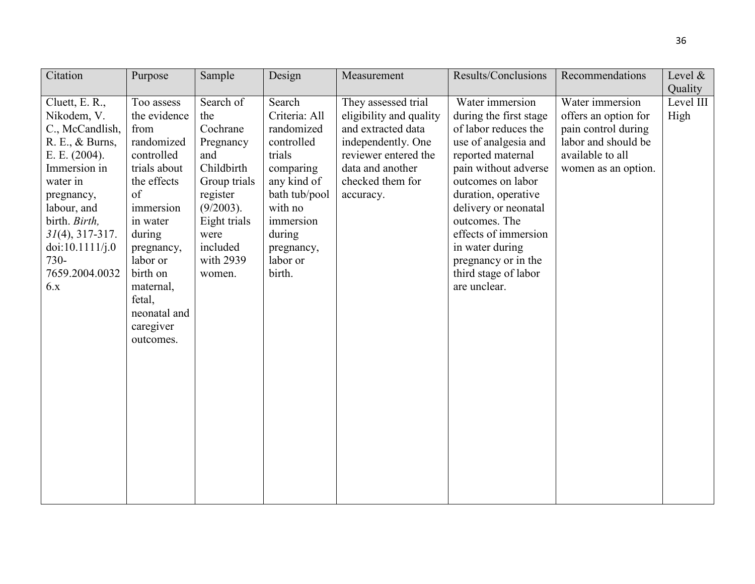| Citation | Purpose | Sample | Design | Measurement | Results/Conclusions | Recommendations | Level & Quality |
|---|---|---|---|---|---|---|---|
| Cluett, E. R., Nikodem, V. C., McCandlish, R. E., & Burns, E. E. (2004). Immersion in water in pregnancy, labour, and birth. *Birth, 31*(4), 317-317. doi:10.1111/j.0730-7659.2004.00326.x | Too assess the evidence from randomized controlled trials about the effects of immersion in water during pregnancy, labor or birth on maternal, fetal, neonatal and caregiver outcomes. | Search of the Cochrane Pregnancy and Childbirth Group trials register (9/2003). Eight trials were included with 2939 women. | Search Criteria: All randomized controlled trials comparing any kind of bath tub/pool with no immersion during pregnancy, labor or birth. | They assessed trial eligibility and quality and extracted data independently. One reviewer entered the data and another checked them for accuracy. | Water immersion during the first stage of labor reduces the use of analgesia and reported maternal pain without adverse outcomes on labor duration, operative delivery or neonatal outcomes. The effects of immersion in water during pregnancy or in the third stage of labor are unclear. | Water immersion offers an option for pain control during labor and should be available to all women as an option. | Level III High |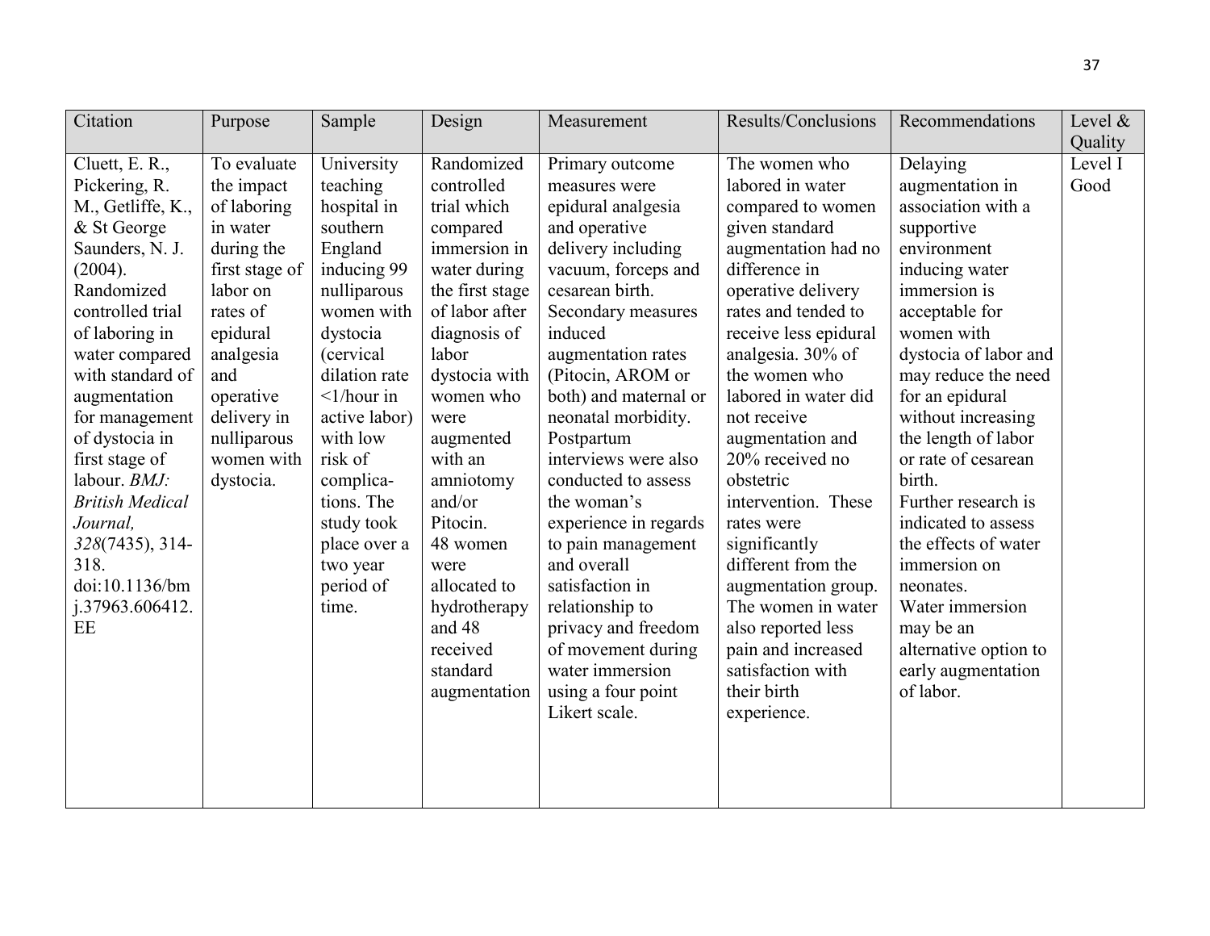| Citation | Purpose | Sample | Design | Measurement | Results/Conclusions | Recommendations | Level & Quality |
|---|---|---|---|---|---|---|---|
| Cluett, E. R., Pickering, R. M., Getliffe, K., & St George Saunders, N. J. (2004). Randomized controlled trial of laboring in water compared with standard of augmentation for management of dystocia in first stage of labour. *BMJ: British Medical Journal, 328*(7435), 314-318. doi:10.1136/bmj.37963.606412.EE | To evaluate the impact of laboring in water during the first stage of labor on rates of epidural analgesia and operative delivery in nulliparous women with dystocia. | University teaching hospital in southern England inducing 99 nulliparous women with dystocia (cervical dilation rate <1/hour in active labor) with low risk of complications. The study took place over a two year period of time. | Randomized controlled trial which compared immersion in water during the first stage of labor after diagnosis of labor dystocia with women who were augmented with an amniotomy and/or Pitocin. 48 women were allocated to hydrotherapy and 48 received standard augmentation | Primary outcome measures were epidural analgesia and operative delivery including vacuum, forceps and cesarean birth. Secondary measures induced augmentation rates (Pitocin, AROM or both) and maternal or neonatal morbidity. Postpartum interviews were also conducted to assess the woman's experience in regards to pain management and overall satisfaction in relationship to privacy and freedom of movement during water immersion using a four point Likert scale. | The women who labored in water compared to women given standard augmentation had no difference in operative delivery rates and tended to receive less epidural analgesia. 30% of the women who labored in water did not receive augmentation and 20% received no obstetric intervention. These rates were significantly different from the augmentation group. The women in water also reported less pain and increased satisfaction with their birth experience. | Delaying augmentation in association with a supportive environment inducing water immersion is acceptable for women with dystocia of labor and may reduce the need for an epidural without increasing the length of labor or rate of cesarean birth. Further research is indicated to assess the effects of water immersion on neonates. Water immersion may be an alternative option to early augmentation of labor. | Level I Good |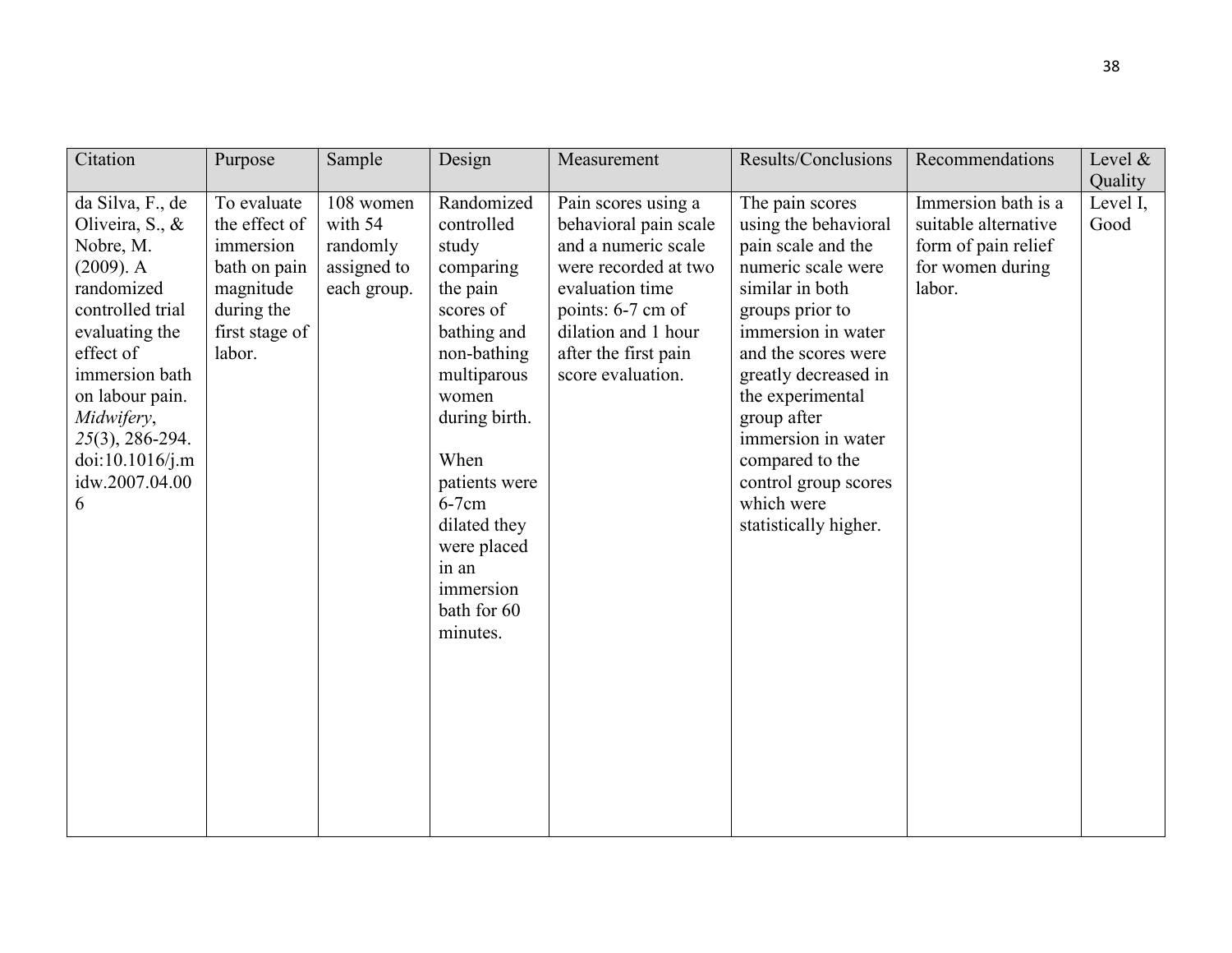| Citation | Purpose | Sample | Design | Measurement | Results/Conclusions | Recommendations | Level & Quality |
|---|---|---|---|---|---|---|---|
| da Silva, F., de Oliveira, S., & Nobre, M. (2009). A randomized controlled trial evaluating the effect of immersion bath on labour pain. *Midwifery*, *25*(3), 286-294. doi:10.1016/j.midw.2007.04.006 | To evaluate the effect of immersion bath on pain magnitude during the first stage of labor. | 108 women with 54 randomly assigned to each group. | Randomized controlled study comparing the pain scores of bathing and non-bathing multiparous women during birth.<br><br>When patients were 6-7cm dilated they were placed in an immersion bath for 60 minutes. | Pain scores using a behavioral pain scale and a numeric scale were recorded at two evaluation time points: 6-7 cm of dilation and 1 hour after the first pain score evaluation. | The pain scores using the behavioral pain scale and the numeric scale were similar in both groups prior to immersion in water and the scores were greatly decreased in the experimental group after immersion in water compared to the control group scores which were statistically higher. | Immersion bath is a suitable alternative form of pain relief for women during labor. | Level I, Good |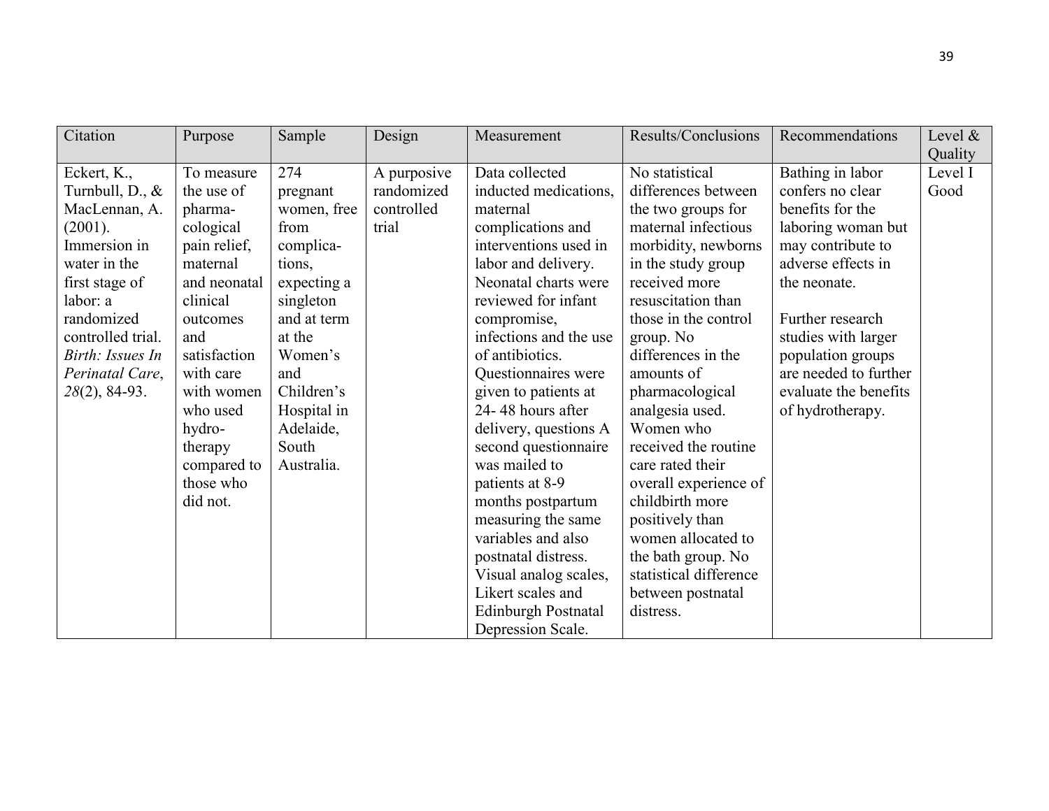| Citation | Purpose | Sample | Design | Measurement | Results/Conclusions | Recommendations | Level & Quality |
|---|---|---|---|---|---|---|---|
| Eckert, K., Turnbull, D., & MacLennan, A. (2001). Immersion in water in the first stage of labor: a randomized controlled trial. *Birth: Issues In Perinatal Care*, *28*(2), 84-93. | To measure the use of pharma-cological pain relief, maternal and neonatal clinical outcomes and satisfaction with care with women who used hydro-therapy compared to those who did not. | 274 pregnant women, free from complica-tions, expecting a singleton and at term at the Women's and Children's Hospital in Adelaide, South Australia. | A purposive randomized controlled trial | Data collected inducted medications, maternal complications and interventions used in labor and delivery. Neonatal charts were reviewed for infant compromise, infections and the use of antibiotics. Questionnaires were given to patients at 24- 48 hours after delivery, questions A second questionnaire was mailed to patients at 8-9 months postpartum measuring the same variables and also postnatal distress. Visual analog scales, Likert scales and Edinburgh Postnatal Depression Scale. | No statistical differences between the two groups for maternal infectious morbidity, newborns in the study group received more resuscitation than those in the control group. No differences in the amounts of pharmacological analgesia used. Women who received the routine care rated their overall experience of childbirth more positively than women allocated to the bath group. No statistical difference between postnatal distress. | Bathing in labor confers no clear benefits for the laboring woman but may contribute to adverse effects in the neonate.<br><br>Further research studies with larger population groups are needed to further evaluate the benefits of hydrotherapy. | Level I Good |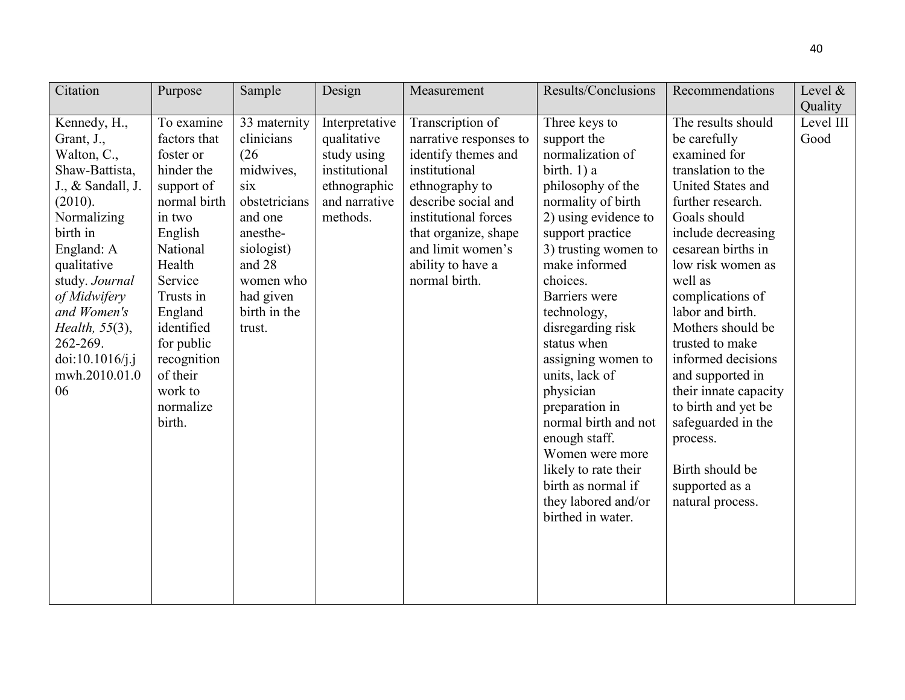| Citation | Purpose | Sample | Design | Measurement | Results/Conclusions | Recommendations | Level & Quality |
|---|---|---|---|---|---|---|---|
| Kennedy, H., Grant, J., Walton, C., Shaw-Battista, J., & Sandall, J. (2010). Normalizing birth in England: A qualitative study. *Journal of Midwifery and Women's Health, 55*(3), 262-269. doi:10.1016/j.jmwh.2010.01.006 | To examine factors that foster or hinder the support of normal birth in two English National Health Service Trusts in England identified for public recognition of their work to normalize birth. | 33 maternity clinicians (26 midwives, six obstetricians and one anesthesiologist) and 28 women who had given birth in the trust. | Interpretative qualitative study using institutional ethnographic and narrative methods. | Transcription of narrative responses to identify themes and institutional ethnography to describe social and institutional forces that organize, shape and limit women's ability to have a normal birth. | Three keys to support the normalization of birth. 1) a philosophy of the normality of birth 2) using evidence to support practice 3) trusting women to make informed choices. Barriers were technology, disregarding risk status when assigning women to units, lack of physician preparation in normal birth and not enough staff. Women were more likely to rate their birth as normal if they labored and/or birthed in water. | The results should be carefully examined for translation to the United States and further research. Goals should include decreasing cesarean births in low risk women as well as complications of labor and birth. Mothers should be trusted to make informed decisions and supported in their innate capacity to birth and yet be safeguarded in the process. Birth should be supported as a natural process. | Level III Good |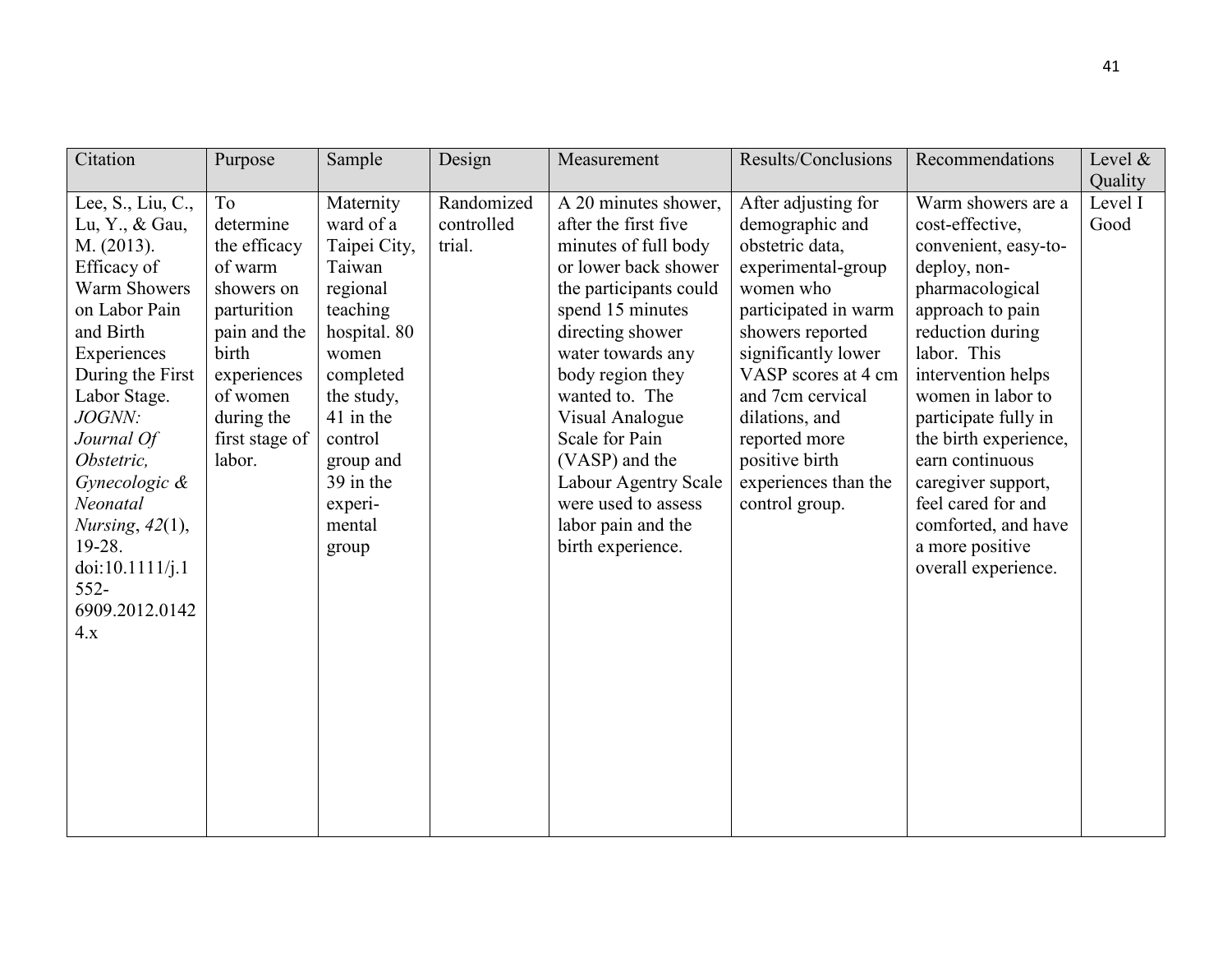| Citation | Purpose | Sample | Design | Measurement | Results/Conclusions | Recommendations | Level & Quality |
|---|---|---|---|---|---|---|---|
| Lee, S., Liu, C., Lu, Y., & Gau, M. (2013). Efficacy of Warm Showers on Labor Pain and Birth Experiences During the First Labor Stage. *JOGNN: Journal Of Obstetric, Gynecologic & Neonatal Nursing*, *42*(1), 19-28. doi:10.1111/j.1552-6909.2012.01424.x | To determine the efficacy of warm showers on parturition pain and the birth experiences of women during the first stage of labor. | Maternity ward of a Taipei City, Taiwan regional teaching hospital. 80 women completed the study, 41 in the control group and 39 in the experimental group | Randomized controlled trial. | A 20 minutes shower, after the first five minutes of full body or lower back shower the participants could spend 15 minutes directing shower water towards any body region they wanted to. The Visual Analogue Scale for Pain (VASP) and the Labour Agentry Scale were used to assess labor pain and the birth experience. | After adjusting for demographic and obstetric data, experimental-group women who participated in warm showers reported significantly lower VASP scores at 4 cm and 7cm cervical dilations, and reported more positive birth experiences than the control group. | Warm showers are a cost-effective, convenient, easy-to-deploy, non-pharmacological approach to pain reduction during labor. This intervention helps women in labor to participate fully in the birth experience, earn continuous caregiver support, feel cared for and comforted, and have a more positive overall experience. | Level I Good |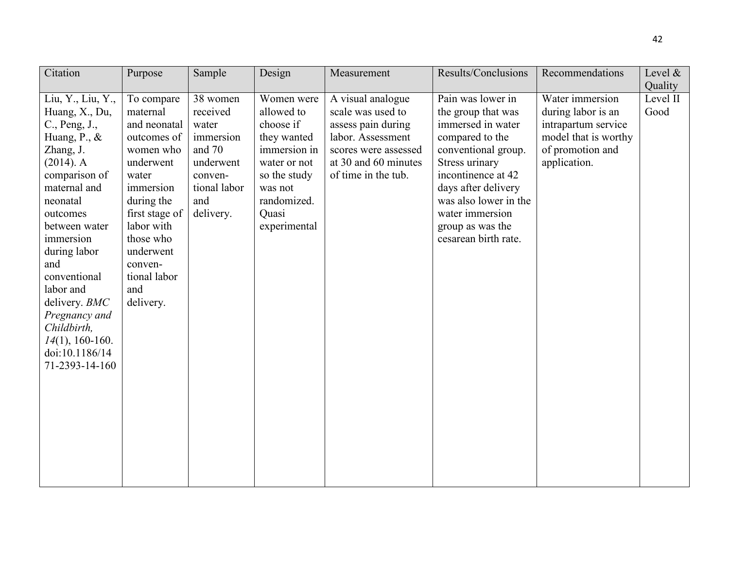| Citation | Purpose | Sample | Design | Measurement | Results/Conclusions | Recommendations | Level & Quality |
|---|---|---|---|---|---|---|---|
| Liu, Y., Liu, Y., Huang, X., Du, C., Peng, J., Huang, P., & Zhang, J. (2014). A comparison of maternal and neonatal outcomes between water immersion during labor and conventional labor and delivery. *BMC Pregnancy and Childbirth, 14*(1), 160-160. doi:10.1186/1471-2393-14-160 | To compare maternal and neonatal outcomes of women who underwent water immersion during the first stage of labor with those who underwent conventional labor and delivery. | 38 women received water immersion and 70 underwent conventional labor and delivery. | Women were allowed to choose if they wanted immersion in water or not so the study was not randomized. Quasi experimental | A visual analogue scale was used to assess pain during labor. Assessment scores were assessed at 30 and 60 minutes of time in the tub. | Pain was lower in the group that was immersed in water compared to the conventional group. Stress urinary incontinence at 42 days after delivery was also lower in the water immersion group as was the cesarean birth rate. | Water immersion during labor is an intrapartum service model that is worthy of promotion and application. | Level II Good |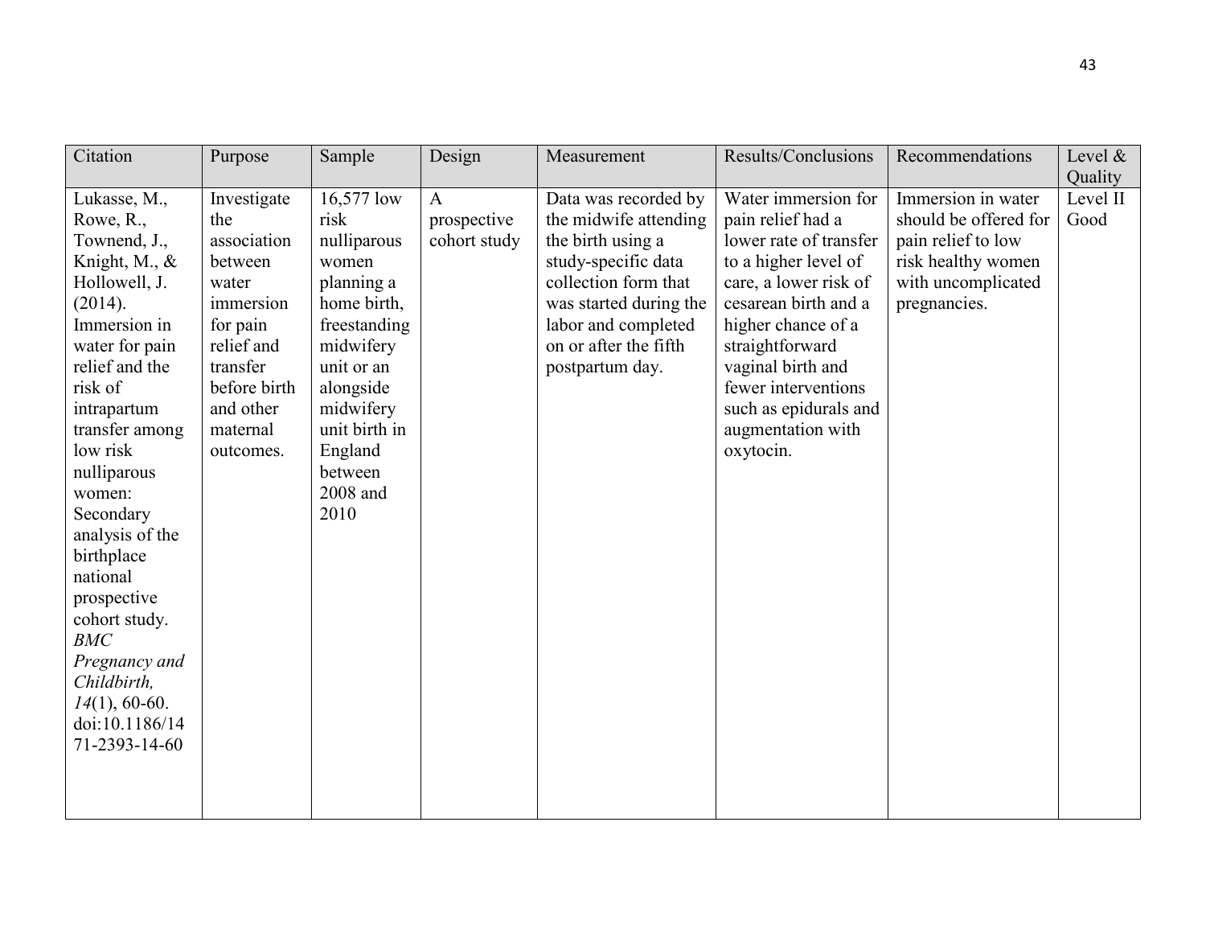| Citation | Purpose | Sample | Design | Measurement | Results/Conclusions | Recommendations | Level & Quality |
|---|---|---|---|---|---|---|---|
| Lukasse, M., Rowe, R., Townend, J., Knight, M., & Hollowell, J. (2014). Immersion in water for pain relief and the risk of intrapartum transfer among low risk nulliparous women: Secondary analysis of the birthplace national prospective cohort study. *BMC Pregnancy and Childbirth, 14*(1), 60-60. doi:10.1186/1471-2393-14-60 | Investigate the association between water immersion for pain relief and transfer before birth and other maternal outcomes. | 16,577 low risk nulliparous women planning a home birth, freestanding midwifery unit or an alongside midwifery unit birth in England between 2008 and 2010 | A prospective cohort study | Data was recorded by the midwife attending the birth using a study-specific data collection form that was started during the labor and completed on or after the fifth postpartum day. | Water immersion for pain relief had a lower rate of transfer to a higher level of care, a lower risk of cesarean birth and a higher chance of a straightforward vaginal birth and fewer interventions such as epidurals and augmentation with oxytocin. | Immersion in water should be offered for pain relief to low risk healthy women with uncomplicated pregnancies. | Level II Good |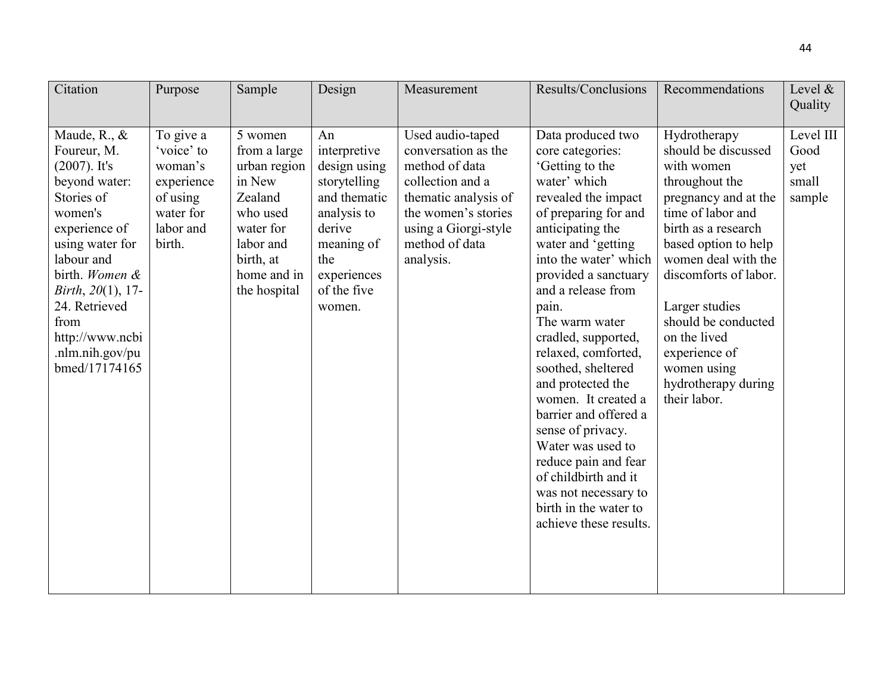| Citation | Purpose | Sample | Design | Measurement | Results/Conclusions | Recommendations | Level & Quality |
|---|---|---|---|---|---|---|---|
| Maude, R., & Foureur, M. (2007). It's beyond water: Stories of women's experience of using water for labour and birth. *Women & Birth*, *20*(1), 17-24. Retrieved from http://www.ncbi.nlm.nih.gov/pubmed/17174165 | To give a 'voice' to woman's experience of using water for labor and birth. | 5 women from a large urban region in New Zealand who used water for labor and birth, at home and in the hospital | An interpretive design using storytelling and thematic analysis to derive meaning of the experiences of the five women. | Used audio-taped conversation as the method of data collection and a thematic analysis of the women's stories using a Giorgi-style method of data analysis. | Data produced two core categories: 'Getting to the water' which revealed the impact of preparing for and anticipating the water and 'getting into the water' which provided a sanctuary and a release from pain. The warm water cradled, supported, relaxed, comforted, soothed, sheltered and protected the women. It created a barrier and offered a sense of privacy. Water was used to reduce pain and fear of childbirth and it was not necessary to birth in the water to achieve these results. | Hydrotherapy should be discussed with women throughout the pregnancy and at the time of labor and birth as a research based option to help women deal with the discomforts of labor.<br><br>Larger studies should be conducted on the lived experience of women using hydrotherapy during their labor. | Level III Good yet small sample |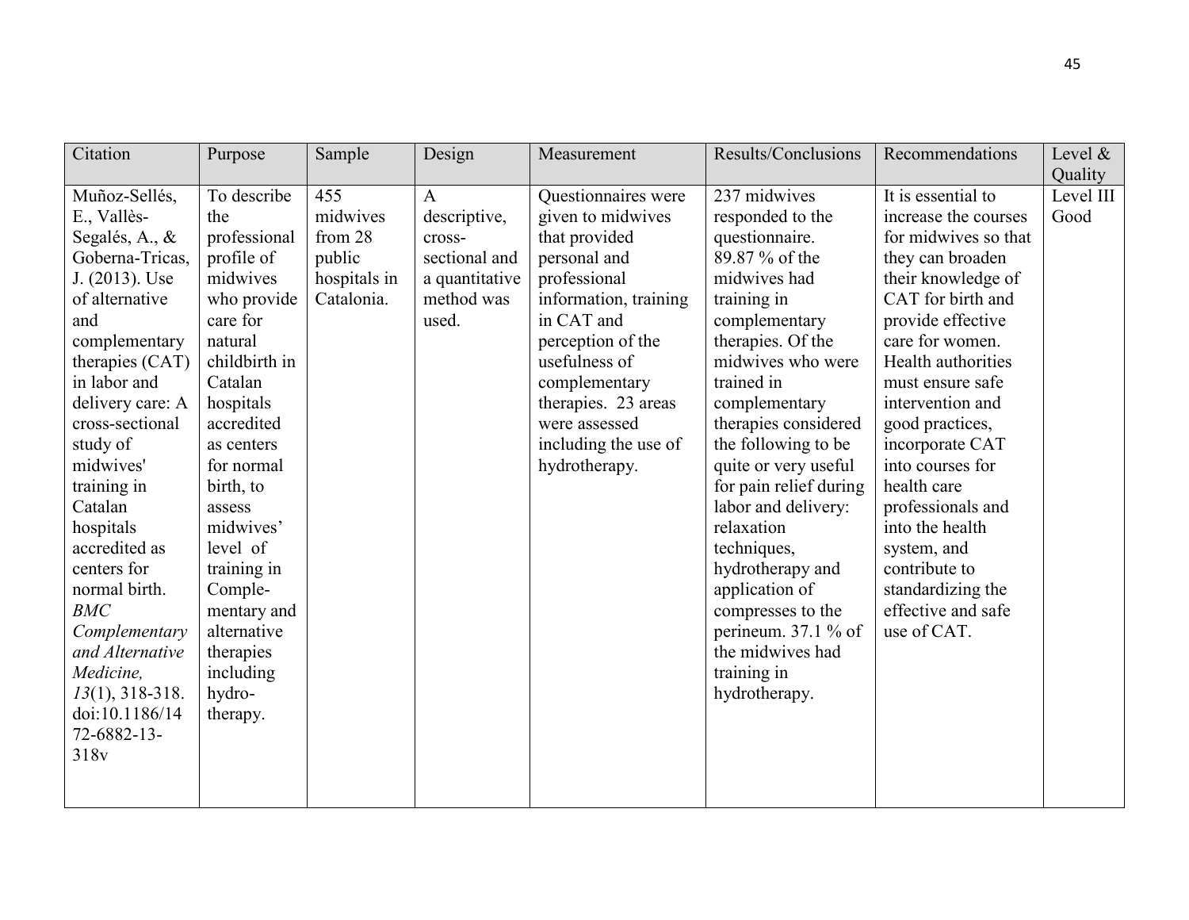| Citation | Purpose | Sample | Design | Measurement | Results/Conclusions | Recommendations | Level & Quality |
|---|---|---|---|---|---|---|---|
| Muñoz-Sellés, E., Vallès-Segalés, A., & Goberna-Tricas, J. (2013). Use of alternative and complementary therapies (CAT) in labor and delivery care: A cross-sectional study of midwives' training in Catalan hospitals accredited as centers for normal birth. *BMC Complementary and Alternative Medicine, 13*(1), 318-318. doi:10.1186/1472-6882-13-318v | To describe the professional profile of midwives who provide care for natural childbirth in Catalan hospitals accredited as centers for normal birth, to assess midwives' level of training in Complementary and alternative therapies including hydrotherapy. | 455 midwives from 28 public hospitals in Catalonia. | A descriptive, cross-sectional and a quantitative method was used. | Questionnaires were given to midwives that provided personal and professional information, training in CAT and perception of the usefulness of complementary therapies. 23 areas were assessed including the use of hydrotherapy. | 237 midwives responded to the questionnaire. 89.87 % of the midwives had training in complementary therapies. Of the midwives who were trained in complementary therapies considered the following to be quite or very useful for pain relief during labor and delivery: relaxation techniques, hydrotherapy and application of compresses to the perineum. 37.1 % of the midwives had training in hydrotherapy. | It is essential to increase the courses for midwives so that they can broaden their knowledge of CAT for birth and provide effective care for women. Health authorities must ensure safe intervention and good practices, incorporate CAT into courses for health care professionals and into the health system, and contribute to standardizing the effective and safe use of CAT. | Level III Good |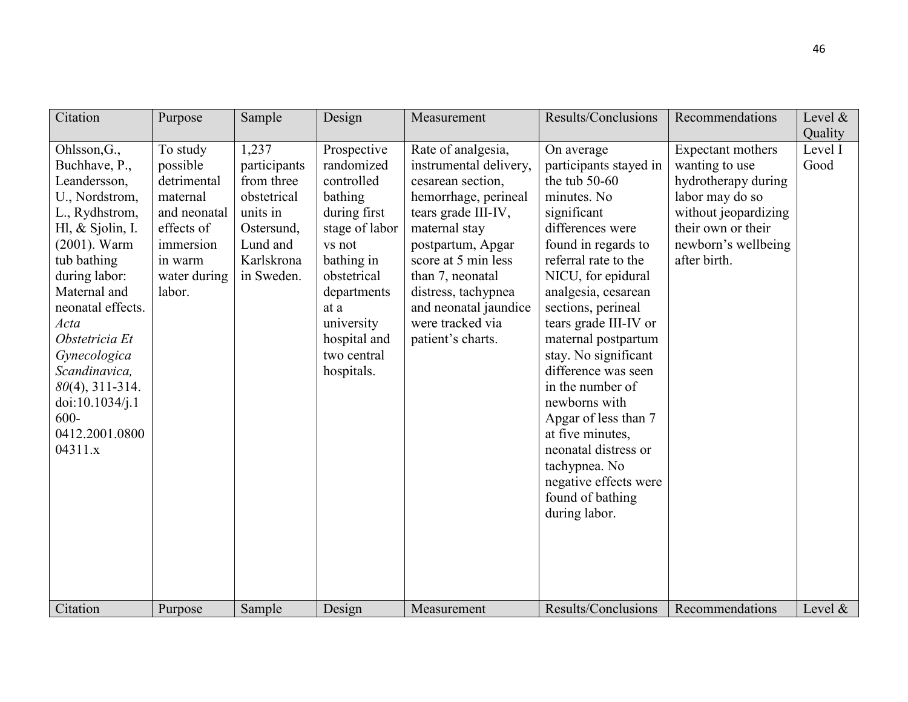| Citation | Purpose | Sample | Design | Measurement | Results/Conclusions | Recommendations | Level & Quality |
|---|---|---|---|---|---|---|---|
| Ohlsson,G., Buchhave, P., Leandersson, U., Nordstrom, L., Rydhstrom, Hl, & Sjolin, I. (2001). Warm tub bathing during labor: Maternal and neonatal effects. *Acta Obstetricia Et Gynecologica Scandinavica, 80*(4), 311-314. doi:10.1034/j.1600-0412.2001.080004311.x | To study possible detrimental maternal and neonatal effects of immersion in warm water during labor. | 1,237 participants from three obstetrical units in Ostersund, Lund and Karlskrona in Sweden. | Prospective randomized controlled bathing during first stage of labor vs not bathing in obstetrical departments at a university hospital and two central hospitals. | Rate of analgesia, instrumental delivery, cesarean section, hemorrhage, perineal tears grade III-IV, maternal stay postpartum, Apgar score at 5 min less than 7, neonatal distress, tachypnea and neonatal jaundice were tracked via patient's charts. | On average participants stayed in the tub 50-60 minutes. No significant differences were found in regards to referral rate to the NICU, for epidural analgesia, cesarean sections, perineal tears grade III-IV or maternal postpartum stay. No significant difference was seen in the number of newborns with Apgar of less than 7 at five minutes, neonatal distress or tachypnea. No negative effects were found of bathing during labor. | Expectant mothers wanting to use hydrotherapy during labor may do so without jeopardizing their own or their newborn's wellbeing after birth. | Level I Good |

| Citation | Purpose | Sample | Design | Measurement | Results/Conclusions | Recommendations | Level & |
|---|---|---|---|---|---|---|---|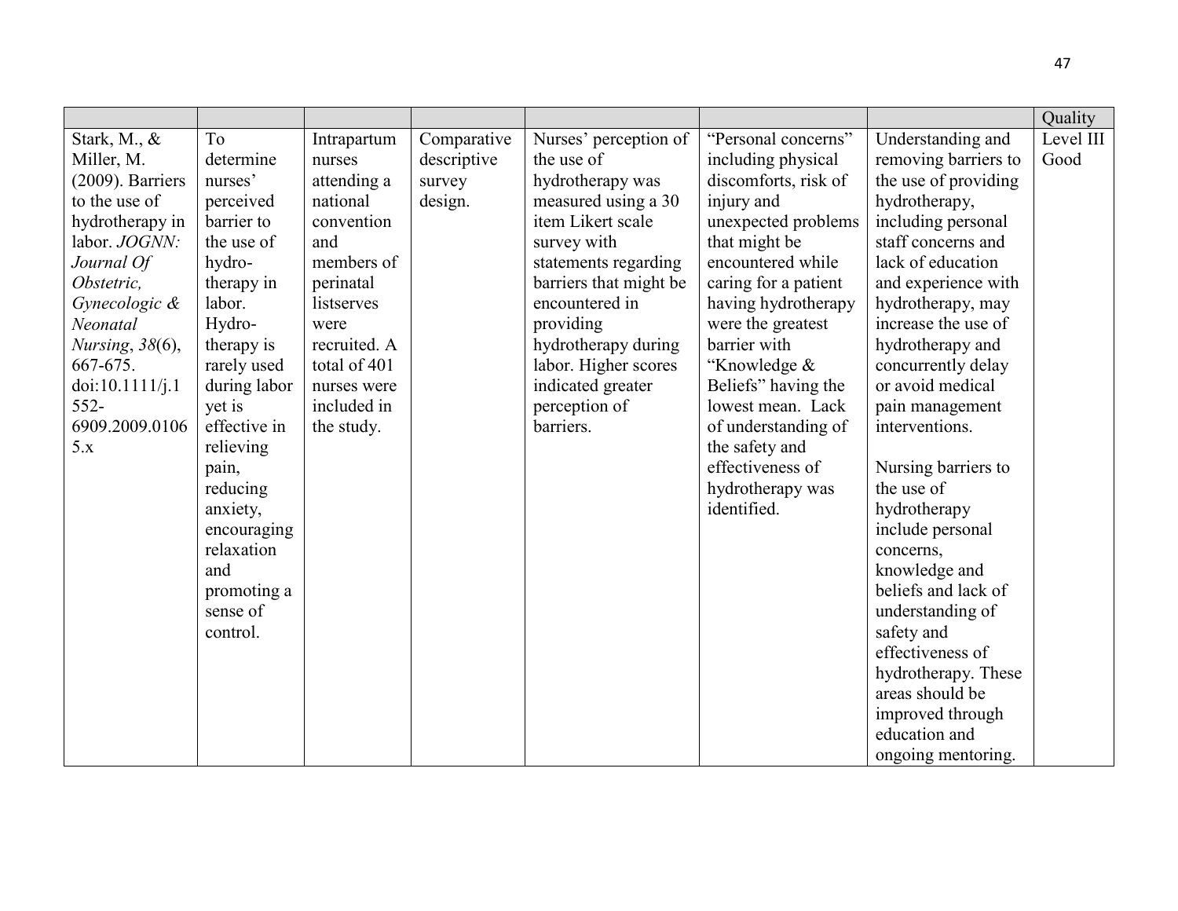| | | | | | | | Quality |
|---|---|---|---|---|---|---|---|
| Stark, M., & Miller, M. (2009). Barriers to the use of hydrotherapy in labor. *JOGNN: Journal Of Obstetric, Gynecologic & Neonatal Nursing*, *38*(6), 667-675. doi:10.1111/j.1552-6909.2009.01065.x | To determine nurses' perceived barrier to the use of hydro-therapy in labor. Hydro-therapy is rarely used during labor yet is effective in relieving pain, reducing anxiety, encouraging relaxation and promoting a sense of control. | Intrapartum nurses attending a national convention and members of perinatal listserves were recruited. A total of 401 nurses were included in the study. | Comparative descriptive survey design. | Nurses' perception of the use of hydrotherapy was measured using a 30 item Likert scale survey with statements regarding barriers that might be encountered in providing hydrotherapy during labor. Higher scores indicated greater perception of barriers. | "Personal concerns" including physical discomforts, risk of injury and unexpected problems that might be encountered while caring for a patient having hydrotherapy were the greatest barrier with "Knowledge & Beliefs" having the lowest mean. Lack of understanding of the safety and effectiveness of hydrotherapy was identified. | Understanding and removing barriers to the use of providing hydrotherapy, including personal staff concerns and lack of education and experience with hydrotherapy, may increase the use of hydrotherapy and concurrently delay or avoid medical pain management interventions.<br><br>Nursing barriers to the use of hydrotherapy include personal concerns, knowledge and beliefs and lack of understanding of safety and effectiveness of hydrotherapy. These areas should be improved through education and ongoing mentoring. | Level III Good |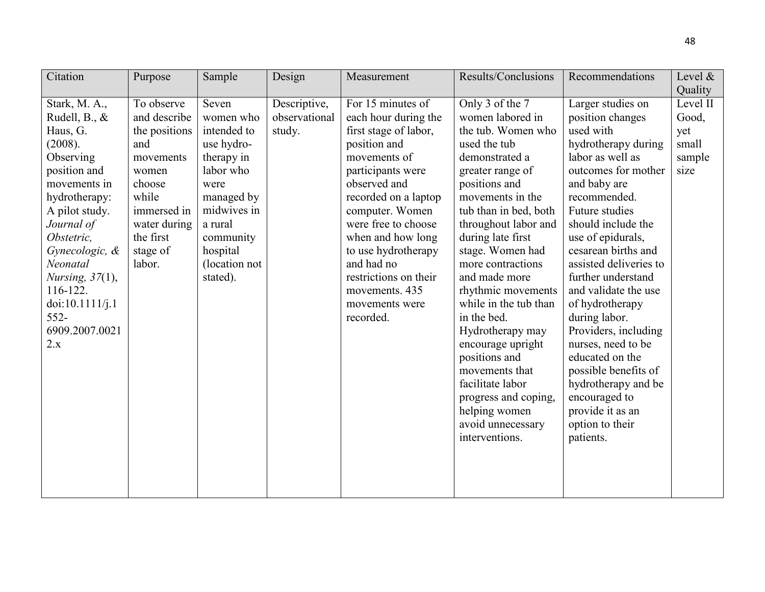| Citation | Purpose | Sample | Design | Measurement | Results/Conclusions | Recommendations | Level & Quality |
|---|---|---|---|---|---|---|---|
| Stark, M. A., Rudell, B., & Haus, G. (2008). Observing position and movements in hydrotherapy: A pilot study. *Journal of Obstetric, Gynecologic, & Neonatal Nursing, 37*(1), 116-122. doi:10.1111/j.1552-6909.2007.00212.x | To observe and describe the positions and movements women choose while immersed in water during the first stage of labor. | Seven women who intended to use hydro-therapy in labor who were managed by midwives in a rural community hospital (location not stated). | Descriptive, observational study. | For 15 minutes of each hour during the first stage of labor, position and movements of participants were observed and recorded on a laptop computer. Women were free to choose when and how long to use hydrotherapy and had no restrictions on their movements. 435 movements were recorded. | Only 3 of the 7 women labored in the tub. Women who used the tub demonstrated a greater range of positions and movements in the tub than in bed, both throughout labor and during late first stage. Women had more contractions and made more rhythmic movements while in the tub than in the bed. Hydrotherapy may encourage upright positions and movements that facilitate labor progress and coping, helping women avoid unnecessary interventions. | Larger studies on position changes used with hydrotherapy during labor as well as outcomes for mother and baby are recommended. Future studies should include the use of epidurals, cesarean births and assisted deliveries to further understand and validate the use of hydrotherapy during labor. Providers, including nurses, need to be educated on the possible benefits of hydrotherapy and be encouraged to provide it as an option to their patients. | Level II Good, yet small sample size |